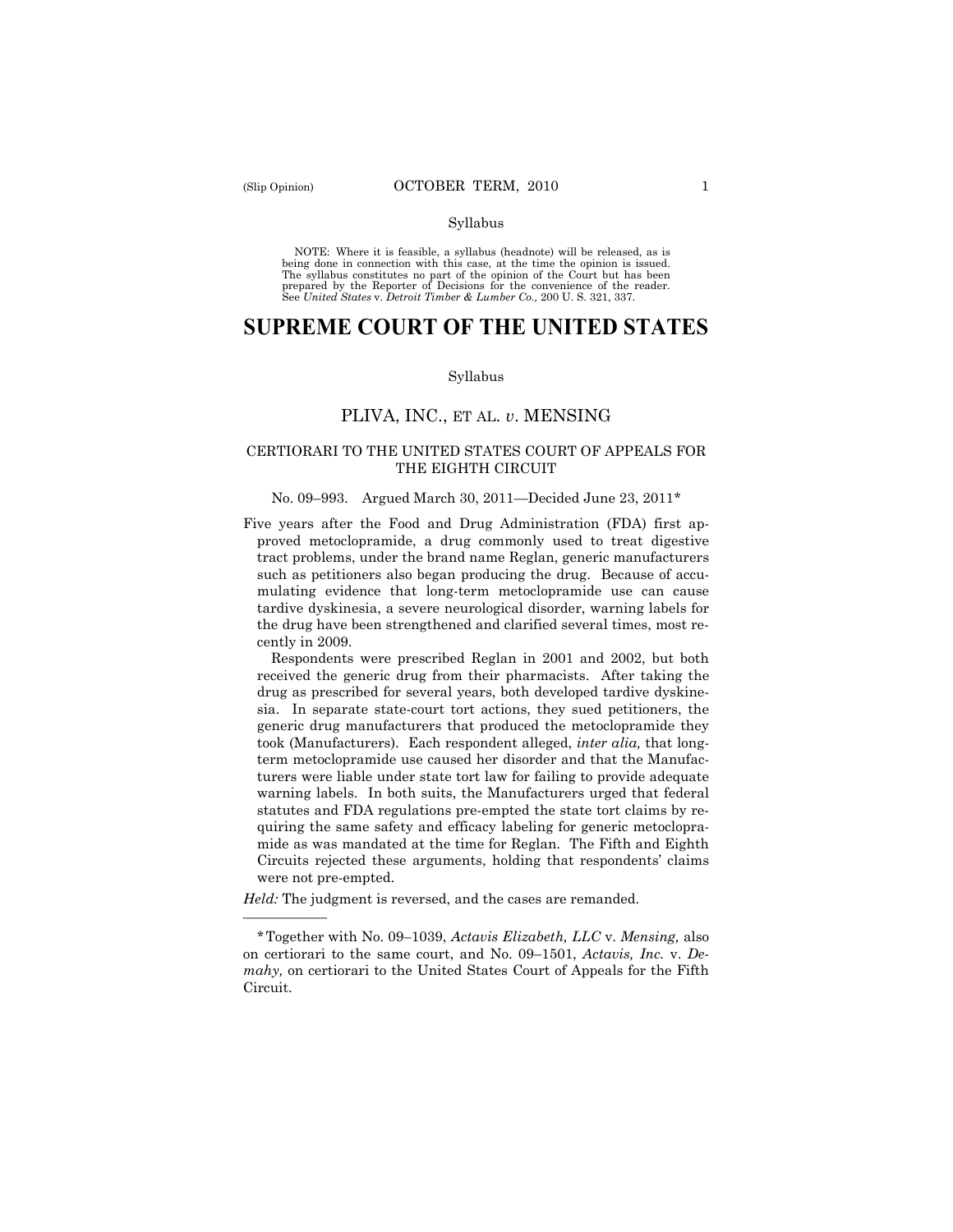Syllabus

NOTE: Where it is feasible, a syllabus (headnote) will be released, as is being done in connection with this case, at the time the opinion is issued. The syllabus constitutes no part of the opinion of the Court but has been prepared by the Reporter of Decisions for the convenience of the reader. See *United States* v. *Detroit Timber & Lumber Co.,* 200 U. S. 321, 337.

# SUPREME COURT OF THE UNITED STATES

Syllabus

## PLIVA, INC., ET AL. *v*. MENSING

### CERTIORARI TO THE UNITED STATES COURT OF APPEALS FOR THE EIGHTH CIRCUIT

No. 09–993. Argued March 30, 2011—Decided June 23, 2011*

Five years after the Food and Drug Administration (FDA) first approved metoclopramide, a drug commonly used to treat digestive tract problems, under the brand name Reglan, generic manufacturers such as petitioners also began producing the drug. Because of accumulating evidence that long-term metoclopramide use can cause tardive dyskinesia, a severe neurological disorder, warning labels for the drug have been strengthened and clarified several times, most recently in 2009.

Respondents were prescribed Reglan in 2001 and 2002, but both received the generic drug from their pharmacists. After taking the drug as prescribed for several years, both developed tardive dyskinesia. In separate state-court tort actions, they sued petitioners, the generic drug manufacturers that produced the metoclopramide they took (Manufacturers). Each respondent alleged, *inter alia,* that long-term metoclopramide use caused her disorder and that the Manufacturers were liable under state tort law for failing to provide adequate warning labels. In both suits, the Manufacturers urged that federal statutes and FDA regulations pre-empted the state tort claims by requiring the same safety and efficacy labeling for generic metoclopramide as was mandated at the time for Reglan. The Fifth and Eighth Circuits rejected these arguments, holding that respondents' claims were not pre-empted.

*Held:* The judgment is reversed, and the cases are remanded.

---

*Together with No. 09–1039, *Actavis Elizabeth, LLC* v. *Mensing,* also on certiorari to the same court, and No. 09–1501, *Actavis, Inc.* v. *Demahy,* on certiorari to the United States Court of Appeals for the Fifth Circuit.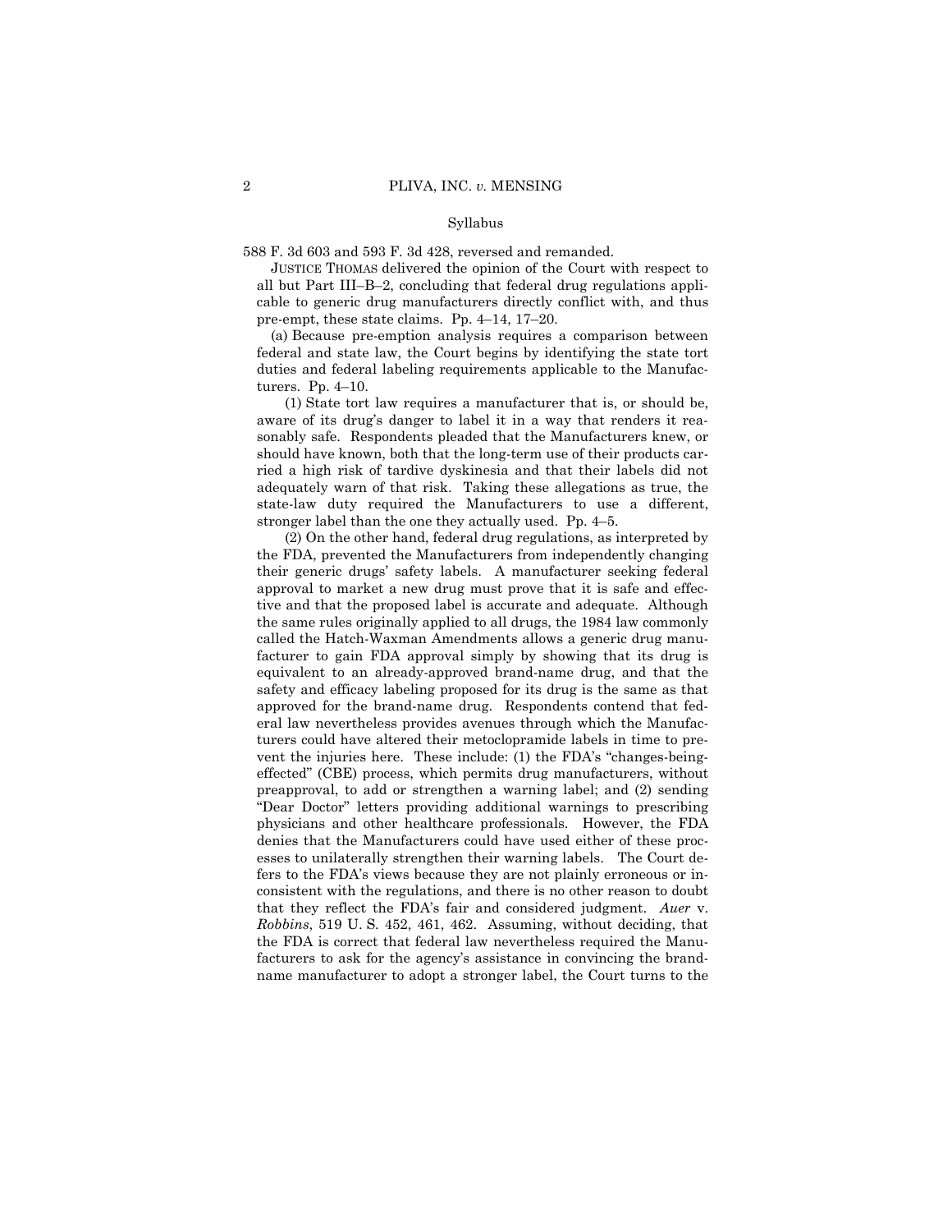Syllabus

588 F. 3d 603 and 593 F. 3d 428, reversed and remanded.

JUSTICE THOMAS delivered the opinion of the Court with respect to all but Part III–B–2, concluding that federal drug regulations applicable to generic drug manufacturers directly conflict with, and thus pre-empt, these state claims. Pp. 4–14, 17–20.

(a) Because pre-emption analysis requires a comparison between federal and state law, the Court begins by identifying the state tort duties and federal labeling requirements applicable to the Manufacturers. Pp. 4–10.

(1) State tort law requires a manufacturer that is, or should be, aware of its drug's danger to label it in a way that renders it reasonably safe. Respondents pleaded that the Manufacturers knew, or should have known, both that the long-term use of their products carried a high risk of tardive dyskinesia and that their labels did not adequately warn of that risk. Taking these allegations as true, the state-law duty required the Manufacturers to use a different, stronger label than the one they actually used. Pp. 4–5.

(2) On the other hand, federal drug regulations, as interpreted by the FDA, prevented the Manufacturers from independently changing their generic drugs' safety labels. A manufacturer seeking federal approval to market a new drug must prove that it is safe and effective and that the proposed label is accurate and adequate. Although the same rules originally applied to all drugs, the 1984 law commonly called the Hatch-Waxman Amendments allows a generic drug manufacturer to gain FDA approval simply by showing that its drug is equivalent to an already-approved brand-name drug, and that the safety and efficacy labeling proposed for its drug is the same as that approved for the brand-name drug. Respondents contend that federal law nevertheless provides avenues through which the Manufacturers could have altered their metoclopramide labels in time to prevent the injuries here. These include: (1) the FDA's "changes-being-effected" (CBE) process, which permits drug manufacturers, without preapproval, to add or strengthen a warning label; and (2) sending "Dear Doctor" letters providing additional warnings to prescribing physicians and other healthcare professionals. However, the FDA denies that the Manufacturers could have used either of these processes to unilaterally strengthen their warning labels. The Court defers to the FDA's views because they are not plainly erroneous or inconsistent with the regulations, and there is no other reason to doubt that they reflect the FDA's fair and considered judgment. *Auer* v. *Robbins*, 519 U. S. 452, 461, 462. Assuming, without deciding, that the FDA is correct that federal law nevertheless required the Manufacturers to ask for the agency's assistance in convincing the brand-name manufacturer to adopt a stronger label, the Court turns to the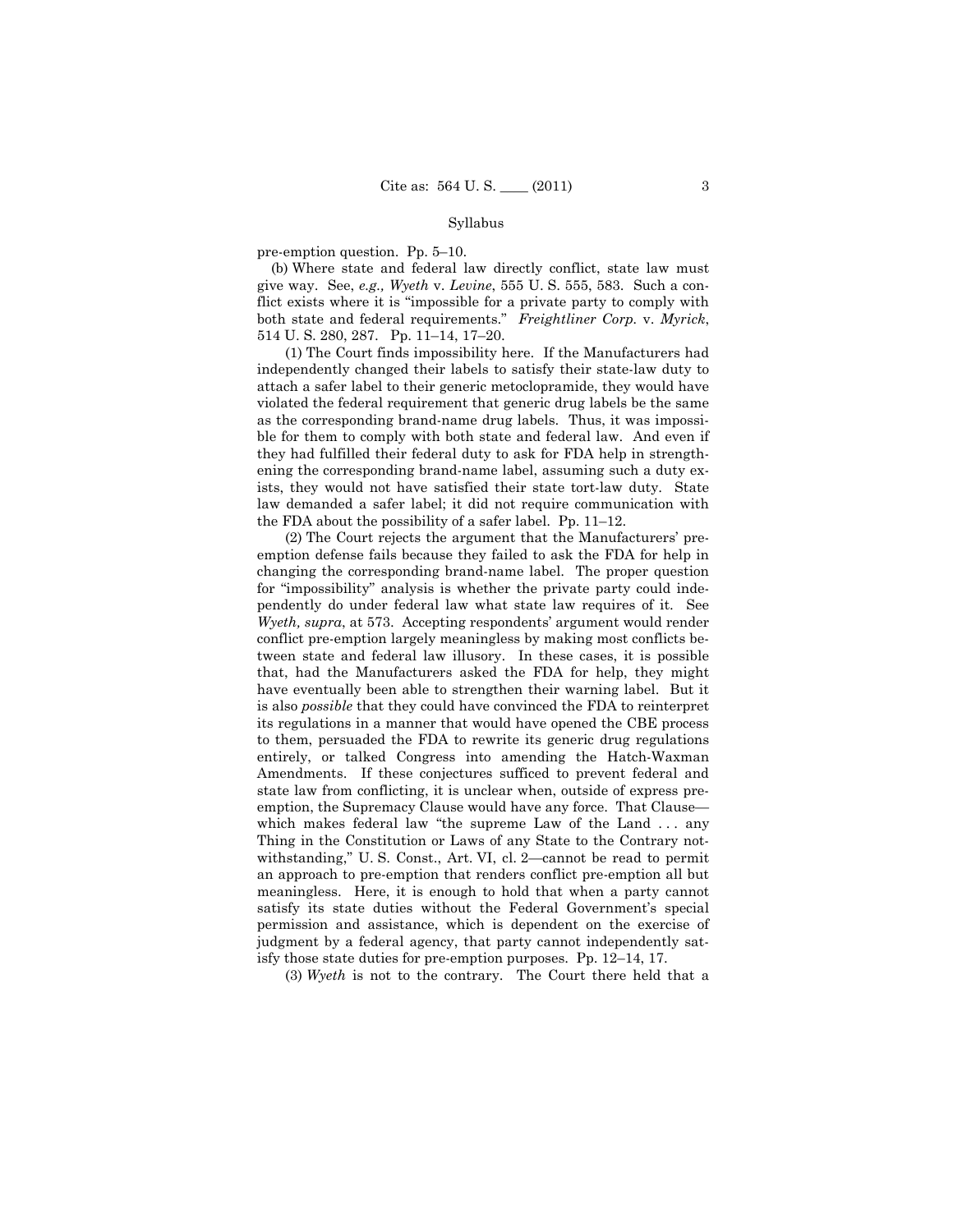pre-emption question. Pp. 5–10.

(b) Where state and federal law directly conflict, state law must give way. See, *e.g., Wyeth* v. *Levine*, 555 U. S. 555, 583. Such a conflict exists where it is "impossible for a private party to comply with both state and federal requirements." *Freightliner Corp.* v. *Myrick*, 514 U. S. 280, 287. Pp. 11–14, 17–20.

(1) The Court finds impossibility here. If the Manufacturers had independently changed their labels to satisfy their state-law duty to attach a safer label to their generic metoclopramide, they would have violated the federal requirement that generic drug labels be the same as the corresponding brand-name drug labels. Thus, it was impossible for them to comply with both state and federal law. And even if they had fulfilled their federal duty to ask for FDA help in strengthening the corresponding brand-name label, assuming such a duty exists, they would not have satisfied their state tort-law duty. State law demanded a safer label; it did not require communication with the FDA about the possibility of a safer label. Pp. 11–12.

(2) The Court rejects the argument that the Manufacturers' pre-emption defense fails because they failed to ask the FDA for help in changing the corresponding brand-name label. The proper question for "impossibility" analysis is whether the private party could independently do under federal law what state law requires of it. See *Wyeth, supra*, at 573. Accepting respondents' argument would render conflict pre-emption largely meaningless by making most conflicts between state and federal law illusory. In these cases, it is possible that, had the Manufacturers asked the FDA for help, they might have eventually been able to strengthen their warning label. But it is also *possible* that they could have convinced the FDA to reinterpret its regulations in a manner that would have opened the CBE process to them, persuaded the FDA to rewrite its generic drug regulations entirely, or talked Congress into amending the Hatch-Waxman Amendments. If these conjectures sufficed to prevent federal and state law from conflicting, it is unclear when, outside of express pre-emption, the Supremacy Clause would have any force. That Clause—which makes federal law "the supreme Law of the Land . . . any Thing in the Constitution or Laws of any State to the Contrary notwithstanding," U. S. Const., Art. VI, cl. 2—cannot be read to permit an approach to pre-emption that renders conflict pre-emption all but meaningless. Here, it is enough to hold that when a party cannot satisfy its state duties without the Federal Government's special permission and assistance, which is dependent on the exercise of judgment by a federal agency, that party cannot independently satisfy those state duties for pre-emption purposes. Pp. 12–14, 17.

(3) *Wyeth* is not to the contrary. The Court there held that a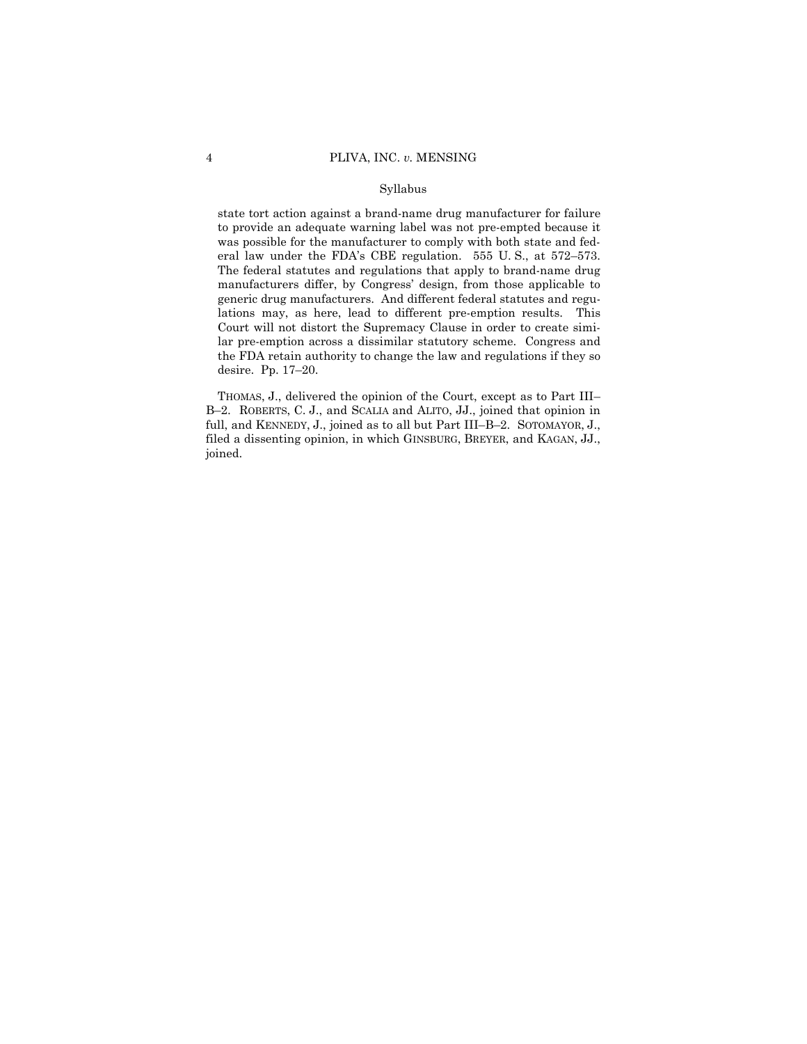state tort action against a brand-name drug manufacturer for failure to provide an adequate warning label was not pre-empted because it was possible for the manufacturer to comply with both state and federal law under the FDA's CBE regulation. 555 U. S., at 572–573. The federal statutes and regulations that apply to brand-name drug manufacturers differ, by Congress' design, from those applicable to generic drug manufacturers. And different federal statutes and regulations may, as here, lead to different pre-emption results. This Court will not distort the Supremacy Clause in order to create similar pre-emption across a dissimilar statutory scheme. Congress and the FDA retain authority to change the law and regulations if they so desire. Pp. 17–20.

THOMAS, J., delivered the opinion of the Court, except as to Part III–B–2. ROBERTS, C. J., and SCALIA and ALITO, JJ., joined that opinion in full, and KENNEDY, J., joined as to all but Part III–B–2. SOTOMAYOR, J., filed a dissenting opinion, in which GINSBURG, BREYER, and KAGAN, JJ., joined.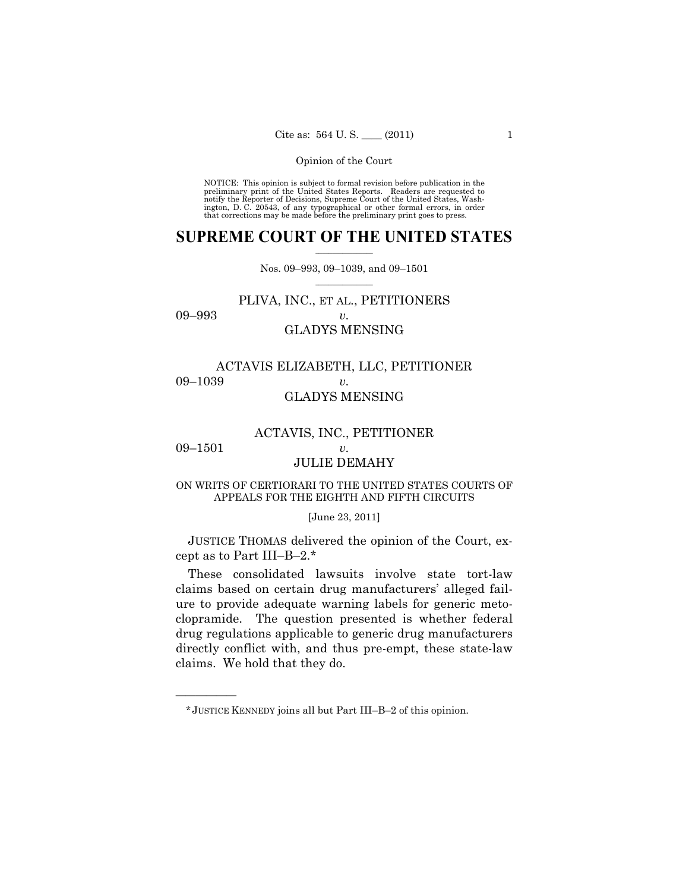NOTICE: This opinion is subject to formal revision before publication in the preliminary print of the United States Reports. Readers are requested to notify the Reporter of Decisions, Supreme Court of the United States, Washington, D. C. 20543, of any typographical or other formal errors, in order that corrections may be made before the preliminary print goes to press.

# SUPREME COURT OF THE UNITED STATES

Nos. 09–993, 09–1039, and 09–1501

09–993 PLIVA, INC., ET AL., PETITIONERS
*v.*
GLADYS MENSING

09–1039 ACTAVIS ELIZABETH, LLC, PETITIONER
*v.*
GLADYS MENSING

09–1501 ACTAVIS, INC., PETITIONER
*v.*
JULIE DEMAHY

ON WRITS OF CERTIORARI TO THE UNITED STATES COURTS OF APPEALS FOR THE EIGHTH AND FIFTH CIRCUITS

[June 23, 2011]

JUSTICE THOMAS delivered the opinion of the Court, except as to Part III–B–2.*

These consolidated lawsuits involve state tort-law claims based on certain drug manufacturers' alleged failure to provide adequate warning labels for generic metoclopramide. The question presented is whether federal drug regulations applicable to generic drug manufacturers directly conflict with, and thus pre-empt, these state-law claims. We hold that they do.

---

* JUSTICE KENNEDY joins all but Part III–B–2 of this opinion.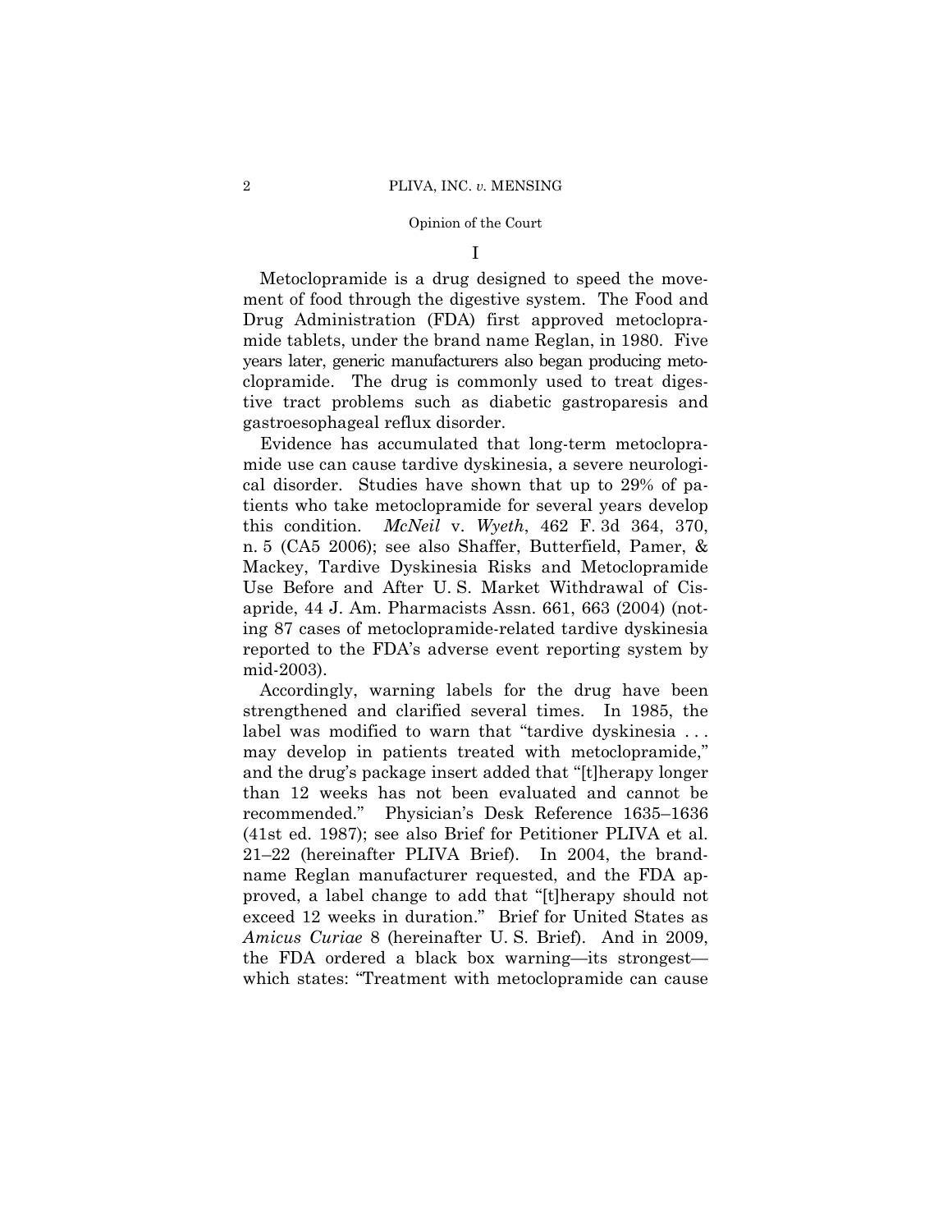I

Metoclopramide is a drug designed to speed the movement of food through the digestive system. The Food and Drug Administration (FDA) first approved metoclopramide tablets, under the brand name Reglan, in 1980. Five years later, generic manufacturers also began producing metoclopramide. The drug is commonly used to treat digestive tract problems such as diabetic gastroparesis and gastroesophageal reflux disorder.

Evidence has accumulated that long-term metoclopramide use can cause tardive dyskinesia, a severe neurological disorder. Studies have shown that up to 29% of patients who take metoclopramide for several years develop this condition. *McNeil* v. *Wyeth*, 462 F. 3d 364, 370, n. 5 (CA5 2006); see also Shaffer, Butterfield, Pamer, & Mackey, Tardive Dyskinesia Risks and Metoclopramide Use Before and After U. S. Market Withdrawal of Cisapride, 44 J. Am. Pharmacists Assn. 661, 663 (2004) (noting 87 cases of metoclopramide-related tardive dyskinesia reported to the FDA's adverse event reporting system by mid-2003).

Accordingly, warning labels for the drug have been strengthened and clarified several times. In 1985, the label was modified to warn that "tardive dyskinesia . . . may develop in patients treated with metoclopramide," and the drug's package insert added that "[t]herapy longer than 12 weeks has not been evaluated and cannot be recommended." Physician's Desk Reference 1635–1636 (41st ed. 1987); see also Brief for Petitioner PLIVA et al. 21–22 (hereinafter PLIVA Brief). In 2004, the brand-name Reglan manufacturer requested, and the FDA approved, a label change to add that "[t]herapy should not exceed 12 weeks in duration." Brief for United States as *Amicus Curiae* 8 (hereinafter U. S. Brief). And in 2009, the FDA ordered a black box warning—its strongest—which states: "Treatment with metoclopramide can cause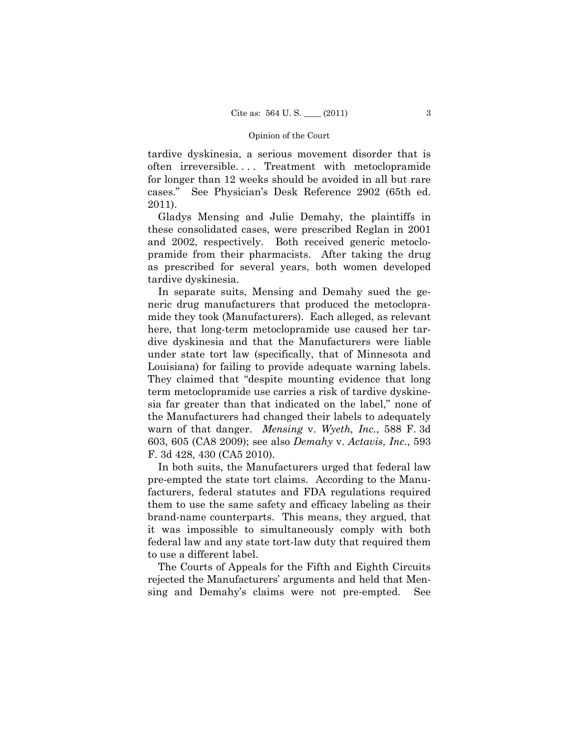tardive dyskinesia, a serious movement disorder that is often irreversible. . . . Treatment with metoclopramide for longer than 12 weeks should be avoided in all but rare cases." See Physician's Desk Reference 2902 (65th ed. 2011).

Gladys Mensing and Julie Demahy, the plaintiffs in these consolidated cases, were prescribed Reglan in 2001 and 2002, respectively. Both received generic metoclopramide from their pharmacists. After taking the drug as prescribed for several years, both women developed tardive dyskinesia.

In separate suits, Mensing and Demahy sued the generic drug manufacturers that produced the metoclopramide they took (Manufacturers). Each alleged, as relevant here, that long-term metoclopramide use caused her tardive dyskinesia and that the Manufacturers were liable under state tort law (specifically, that of Minnesota and Louisiana) for failing to provide adequate warning labels. They claimed that "despite mounting evidence that long term metoclopramide use carries a risk of tardive dyskinesia far greater than that indicated on the label," none of the Manufacturers had changed their labels to adequately warn of that danger. *Mensing* v. *Wyeth, Inc.*, 588 F. 3d 603, 605 (CA8 2009); see also *Demahy* v. *Actavis, Inc.*, 593 F. 3d 428, 430 (CA5 2010).

In both suits, the Manufacturers urged that federal law pre-empted the state tort claims. According to the Manufacturers, federal statutes and FDA regulations required them to use the same safety and efficacy labeling as their brand-name counterparts. This means, they argued, that it was impossible to simultaneously comply with both federal law and any state tort-law duty that required them to use a different label.

The Courts of Appeals for the Fifth and Eighth Circuits rejected the Manufacturers' arguments and held that Mensing and Demahy's claims were not pre-empted. See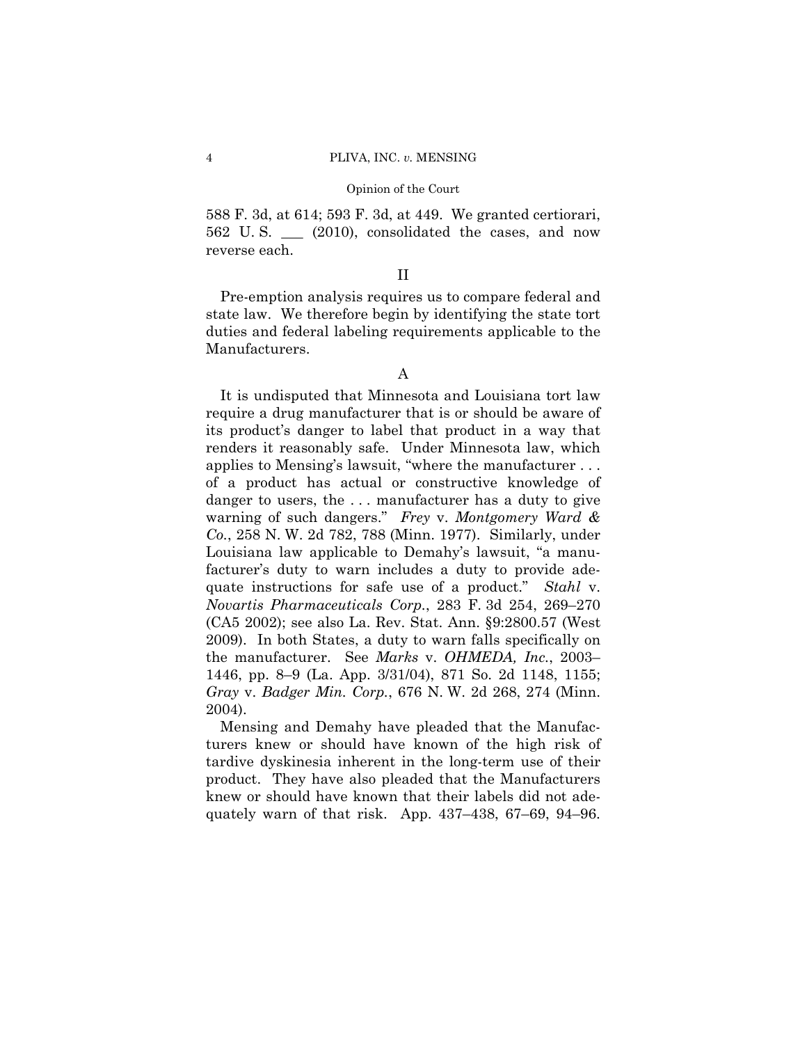588 F. 3d, at 614; 593 F. 3d, at 449. We granted certiorari, 562 U. S. ___ (2010), consolidated the cases, and now reverse each.

## II

Pre-emption analysis requires us to compare federal and state law. We therefore begin by identifying the state tort duties and federal labeling requirements applicable to the Manufacturers.

### A

It is undisputed that Minnesota and Louisiana tort law require a drug manufacturer that is or should be aware of its product's danger to label that product in a way that renders it reasonably safe. Under Minnesota law, which applies to Mensing's lawsuit, "where the manufacturer . . . of a product has actual or constructive knowledge of danger to users, the . . . manufacturer has a duty to give warning of such dangers." *Frey* v. *Montgomery Ward & Co.*, 258 N. W. 2d 782, 788 (Minn. 1977). Similarly, under Louisiana law applicable to Demahy's lawsuit, "a manufacturer's duty to warn includes a duty to provide adequate instructions for safe use of a product." *Stahl* v. *Novartis Pharmaceuticals Corp.*, 283 F. 3d 254, 269–270 (CA5 2002); see also La. Rev. Stat. Ann. §9:2800.57 (West 2009). In both States, a duty to warn falls specifically on the manufacturer. See *Marks* v. *OHMEDA, Inc.*, 2003–1446, pp. 8–9 (La. App. 3/31/04), 871 So. 2d 1148, 1155; *Gray* v. *Badger Min. Corp.*, 676 N. W. 2d 268, 274 (Minn. 2004).

Mensing and Demahy have pleaded that the Manufacturers knew or should have known of the high risk of tardive dyskinesia inherent in the long-term use of their product. They have also pleaded that the Manufacturers knew or should have known that their labels did not adequately warn of that risk. App. 437–438, 67–69, 94–96.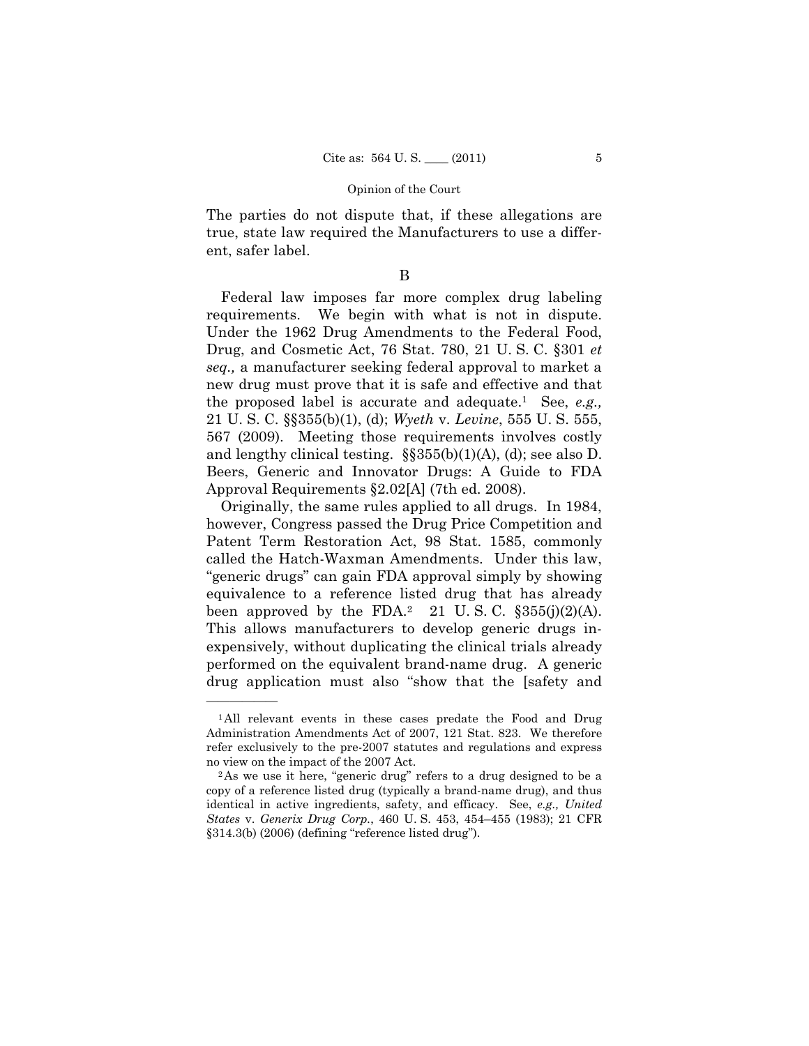The parties do not dispute that, if these allegations are true, state law required the Manufacturers to use a different, safer label.

B

Federal law imposes far more complex drug labeling requirements. We begin with what is not in dispute. Under the 1962 Drug Amendments to the Federal Food, Drug, and Cosmetic Act, 76 Stat. 780, 21 U. S. C. §301 *et seq.,* a manufacturer seeking federal approval to market a new drug must prove that it is safe and effective and that the proposed label is accurate and adequate.[1] See, *e.g.,* 21 U. S. C. §§355(b)(1), (d); *Wyeth* v. *Levine*, 555 U. S. 555, 567 (2009). Meeting those requirements involves costly and lengthy clinical testing. §§355(b)(1)(A), (d); see also D. Beers, Generic and Innovator Drugs: A Guide to FDA Approval Requirements §2.02[A] (7th ed. 2008).

Originally, the same rules applied to all drugs. In 1984, however, Congress passed the Drug Price Competition and Patent Term Restoration Act, 98 Stat. 1585, commonly called the Hatch-Waxman Amendments. Under this law, "generic drugs" can gain FDA approval simply by showing equivalence to a reference listed drug that has already been approved by the FDA.[2] 21 U. S. C. §355(j)(2)(A). This allows manufacturers to develop generic drugs inexpensively, without duplicating the clinical trials already performed on the equivalent brand-name drug. A generic drug application must also "show that the [safety and

---

[1] All relevant events in these cases predate the Food and Drug Administration Amendments Act of 2007, 121 Stat. 823. We therefore refer exclusively to the pre-2007 statutes and regulations and express no view on the impact of the 2007 Act.

[2] As we use it here, "generic drug" refers to a drug designed to be a copy of a reference listed drug (typically a brand-name drug), and thus identical in active ingredients, safety, and efficacy. See, *e.g., United States* v. *Generix Drug Corp.*, 460 U. S. 453, 454–455 (1983); 21 CFR §314.3(b) (2006) (defining "reference listed drug").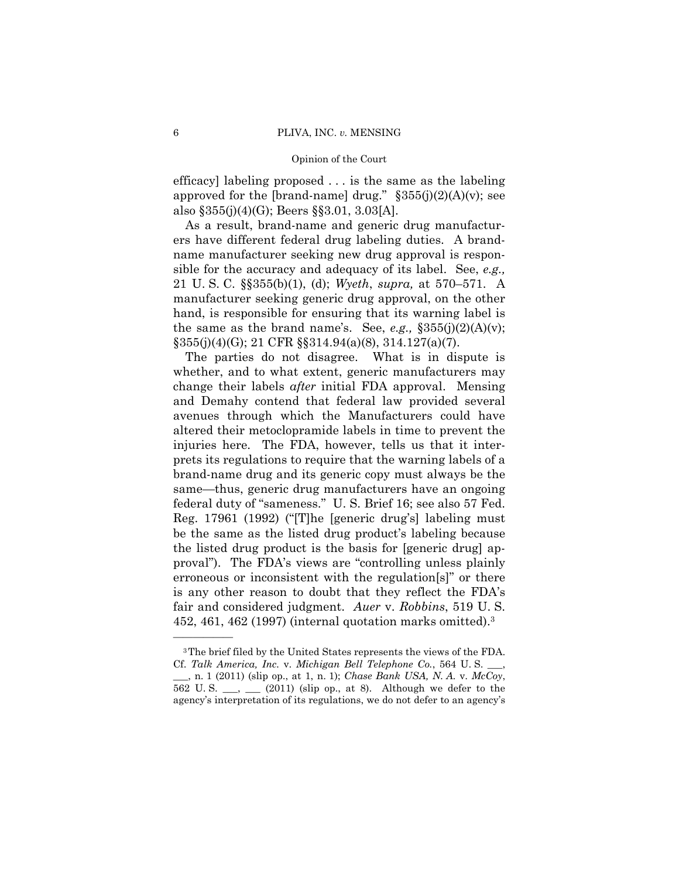efficacy] labeling proposed . . . is the same as the labeling approved for the [brand-name] drug." §355(j)(2)(A)(v); see also §355(j)(4)(G); Beers §§3.01, 3.03[A].

As a result, brand-name and generic drug manufacturers have different federal drug labeling duties. A brand-name manufacturer seeking new drug approval is responsible for the accuracy and adequacy of its label. See, *e.g.,* 21 U. S. C. §§355(b)(1), (d); *Wyeth*, *supra,* at 570–571. A manufacturer seeking generic drug approval, on the other hand, is responsible for ensuring that its warning label is the same as the brand name's. See, *e.g.,* §355(j)(2)(A)(v); §355(j)(4)(G); 21 CFR §§314.94(a)(8), 314.127(a)(7).

The parties do not disagree. What is in dispute is whether, and to what extent, generic manufacturers may change their labels *after* initial FDA approval. Mensing and Demahy contend that federal law provided several avenues through which the Manufacturers could have altered their metoclopramide labels in time to prevent the injuries here. The FDA, however, tells us that it interprets its regulations to require that the warning labels of a brand-name drug and its generic copy must always be the same—thus, generic drug manufacturers have an ongoing federal duty of "sameness." U. S. Brief 16; see also 57 Fed. Reg. 17961 (1992) ("[T]he [generic drug's] labeling must be the same as the listed drug product's labeling because the listed drug product is the basis for [generic drug] approval"). The FDA's views are "controlling unless plainly erroneous or inconsistent with the regulation[s]" or there is any other reason to doubt that they reflect the FDA's fair and considered judgment. *Auer* v. *Robbins*, 519 U. S. 452, 461, 462 (1997) (internal quotation marks omitted).[3]

---

[3] The brief filed by the United States represents the views of the FDA. Cf. *Talk America, Inc.* v. *Michigan Bell Telephone Co.*, 564 U. S. ___, ___, n. 1 (2011) (slip op., at 1, n. 1); *Chase Bank USA, N. A.* v. *McCoy*, 562 U. S. ___, ___ (2011) (slip op., at 8). Although we defer to the agency's interpretation of its regulations, we do not defer to an agency's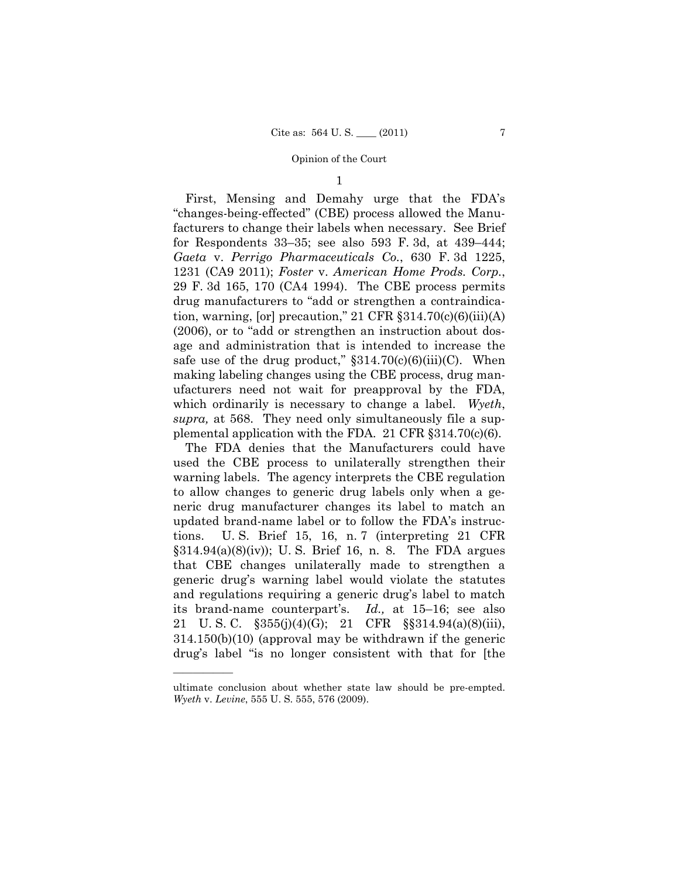1

First, Mensing and Demahy urge that the FDA's "changes-being-effected" (CBE) process allowed the Manufacturers to change their labels when necessary. See Brief for Respondents 33–35; see also 593 F. 3d, at 439–444; *Gaeta* v. *Perrigo Pharmaceuticals Co.*, 630 F. 3d 1225, 1231 (CA9 2011); *Foster* v. *American Home Prods. Corp.*, 29 F. 3d 165, 170 (CA4 1994). The CBE process permits drug manufacturers to "add or strengthen a contraindication, warning, [or] precaution," 21 CFR §314.70(c)(6)(iii)(A) (2006), or to "add or strengthen an instruction about dosage and administration that is intended to increase the safe use of the drug product," §314.70(c)(6)(iii)(C). When making labeling changes using the CBE process, drug manufacturers need not wait for preapproval by the FDA, which ordinarily is necessary to change a label. *Wyeth*, *supra,* at 568. They need only simultaneously file a supplemental application with the FDA. 21 CFR §314.70(c)(6).

The FDA denies that the Manufacturers could have used the CBE process to unilaterally strengthen their warning labels. The agency interprets the CBE regulation to allow changes to generic drug labels only when a generic drug manufacturer changes its label to match an updated brand-name label or to follow the FDA's instructions. U. S. Brief 15, 16, n. 7 (interpreting 21 CFR §314.94(a)(8)(iv)); U. S. Brief 16, n. 8. The FDA argues that CBE changes unilaterally made to strengthen a generic drug's warning label would violate the statutes and regulations requiring a generic drug's label to match its brand-name counterpart's. *Id.,* at 15–16; see also 21 U. S. C. §355(j)(4)(G); 21 CFR §§314.94(a)(8)(iii), 314.150(b)(10) (approval may be withdrawn if the generic drug's label "is no longer consistent with that for [the

---

ultimate conclusion about whether state law should be pre-empted. *Wyeth* v. *Levine*, 555 U. S. 555, 576 (2009).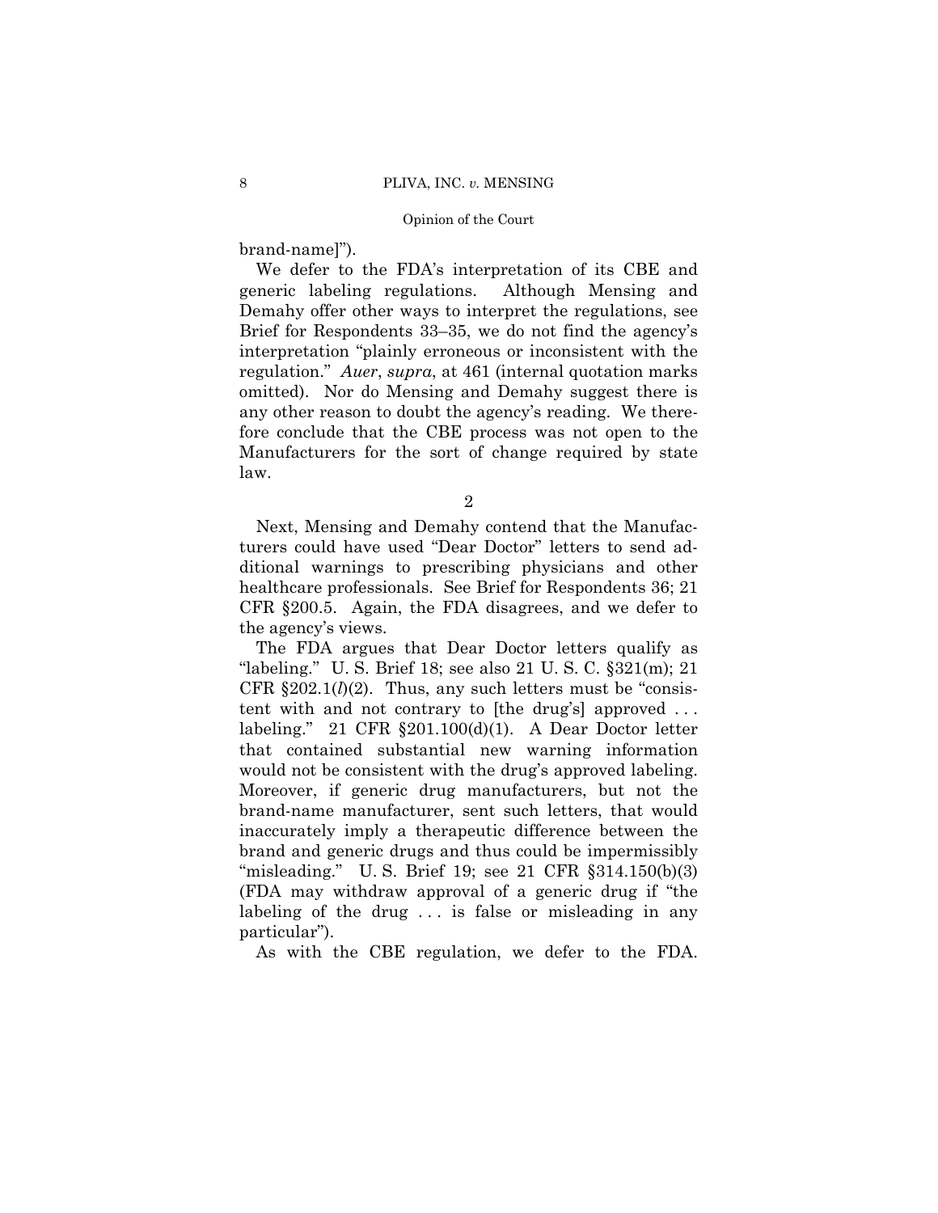brand-name]").

We defer to the FDA's interpretation of its CBE and generic labeling regulations. Although Mensing and Demahy offer other ways to interpret the regulations, see Brief for Respondents 33–35, we do not find the agency's interpretation "plainly erroneous or inconsistent with the regulation." *Auer*, *supra*, at 461 (internal quotation marks omitted). Nor do Mensing and Demahy suggest there is any other reason to doubt the agency's reading. We therefore conclude that the CBE process was not open to the Manufacturers for the sort of change required by state law.

2

Next, Mensing and Demahy contend that the Manufacturers could have used "Dear Doctor" letters to send additional warnings to prescribing physicians and other healthcare professionals. See Brief for Respondents 36; 21 CFR §200.5. Again, the FDA disagrees, and we defer to the agency's views.

The FDA argues that Dear Doctor letters qualify as "labeling." U. S. Brief 18; see also 21 U. S. C. §321(m); 21 CFR §202.1(*l*)(2). Thus, any such letters must be "consistent with and not contrary to [the drug's] approved . . . labeling." 21 CFR §201.100(d)(1). A Dear Doctor letter that contained substantial new warning information would not be consistent with the drug's approved labeling. Moreover, if generic drug manufacturers, but not the brand-name manufacturer, sent such letters, that would inaccurately imply a therapeutic difference between the brand and generic drugs and thus could be impermissibly "misleading." U. S. Brief 19; see 21 CFR §314.150(b)(3) (FDA may withdraw approval of a generic drug if "the labeling of the drug . . . is false or misleading in any particular").

As with the CBE regulation, we defer to the FDA.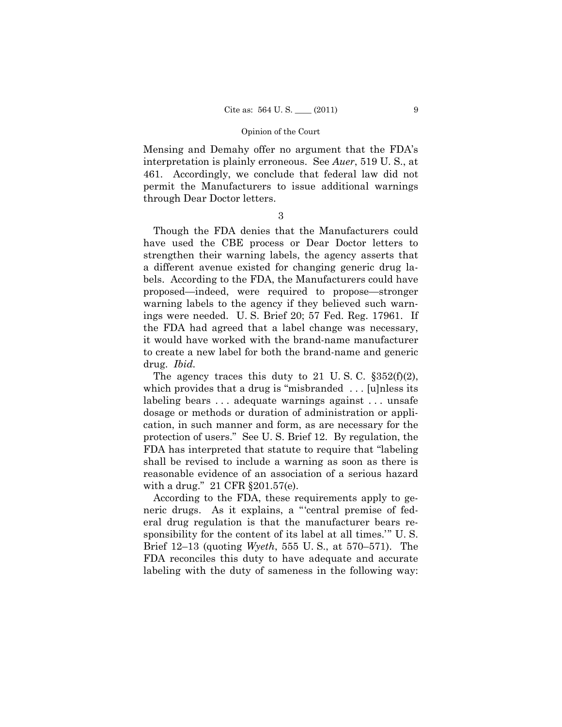Mensing and Demahy offer no argument that the FDA's interpretation is plainly erroneous. See *Auer*, 519 U. S., at 461. Accordingly, we conclude that federal law did not permit the Manufacturers to issue additional warnings through Dear Doctor letters.

3

Though the FDA denies that the Manufacturers could have used the CBE process or Dear Doctor letters to strengthen their warning labels, the agency asserts that a different avenue existed for changing generic drug labels. According to the FDA, the Manufacturers could have proposed—indeed, were required to propose—stronger warning labels to the agency if they believed such warnings were needed. U. S. Brief 20; 57 Fed. Reg. 17961. If the FDA had agreed that a label change was necessary, it would have worked with the brand-name manufacturer to create a new label for both the brand-name and generic drug. *Ibid.*

The agency traces this duty to 21 U. S. C. §352(f)(2), which provides that a drug is "misbranded . . . [u]nless its labeling bears . . . adequate warnings against . . . unsafe dosage or methods or duration of administration or application, in such manner and form, as are necessary for the protection of users." See U. S. Brief 12. By regulation, the FDA has interpreted that statute to require that "labeling shall be revised to include a warning as soon as there is reasonable evidence of an association of a serious hazard with a drug." 21 CFR §201.57(e).

According to the FDA, these requirements apply to generic drugs. As it explains, a "'central premise of federal drug regulation is that the manufacturer bears responsibility for the content of its label at all times.'" U. S. Brief 12–13 (quoting *Wyeth*, 555 U. S., at 570–571). The FDA reconciles this duty to have adequate and accurate labeling with the duty of sameness in the following way: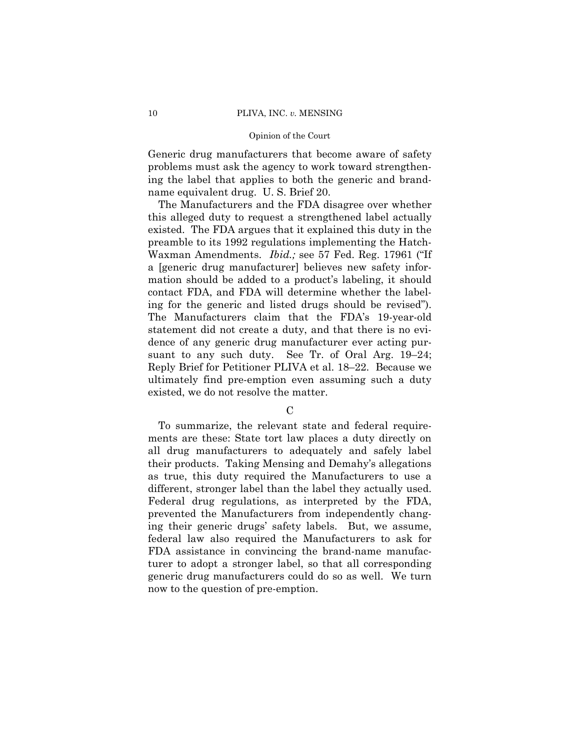Generic drug manufacturers that become aware of safety problems must ask the agency to work toward strengthening the label that applies to both the generic and brand-name equivalent drug. U. S. Brief 20.

The Manufacturers and the FDA disagree over whether this alleged duty to request a strengthened label actually existed. The FDA argues that it explained this duty in the preamble to its 1992 regulations implementing the Hatch-Waxman Amendments. *Ibid.;* see 57 Fed. Reg. 17961 ("If a [generic drug manufacturer] believes new safety information should be added to a product's labeling, it should contact FDA, and FDA will determine whether the labeling for the generic and listed drugs should be revised"). The Manufacturers claim that the FDA's 19-year-old statement did not create a duty, and that there is no evidence of any generic drug manufacturer ever acting pursuant to any such duty. See Tr. of Oral Arg. 19–24; Reply Brief for Petitioner PLIVA et al. 18–22. Because we ultimately find pre-emption even assuming such a duty existed, we do not resolve the matter.

C

To summarize, the relevant state and federal requirements are these: State tort law places a duty directly on all drug manufacturers to adequately and safely label their products. Taking Mensing and Demahy's allegations as true, this duty required the Manufacturers to use a different, stronger label than the label they actually used. Federal drug regulations, as interpreted by the FDA, prevented the Manufacturers from independently changing their generic drugs' safety labels. But, we assume, federal law also required the Manufacturers to ask for FDA assistance in convincing the brand-name manufacturer to adopt a stronger label, so that all corresponding generic drug manufacturers could do so as well. We turn now to the question of pre-emption.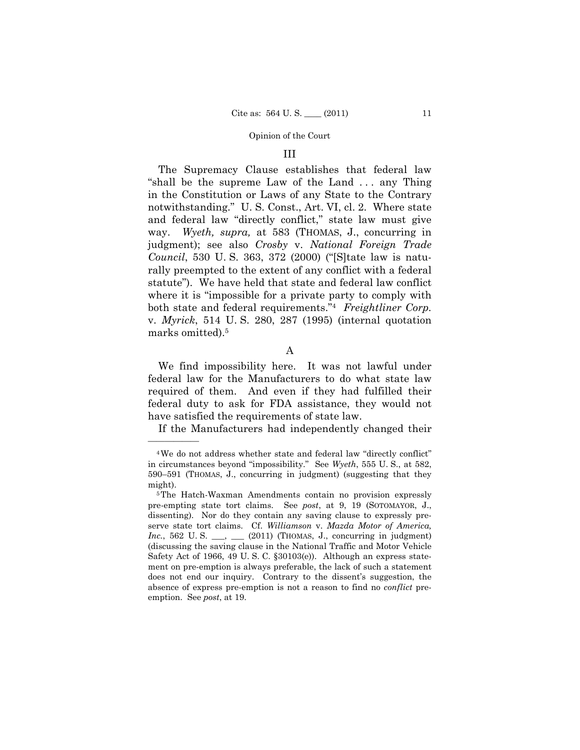### III

The Supremacy Clause establishes that federal law "shall be the supreme Law of the Land . . . any Thing in the Constitution or Laws of any State to the Contrary notwithstanding." U. S. Const., Art. VI, cl. 2. Where state and federal law "directly conflict," state law must give way. *Wyeth, supra,* at 583 (THOMAS, J., concurring in judgment); see also *Crosby* v. *National Foreign Trade Council*, 530 U. S. 363, 372 (2000) ("[S]tate law is naturally preempted to the extent of any conflict with a federal statute"). We have held that state and federal law conflict where it is "impossible for a private party to comply with both state and federal requirements."[4] *Freightliner Corp.* v. *Myrick*, 514 U. S. 280, 287 (1995) (internal quotation marks omitted).[5]

#### A

We find impossibility here. It was not lawful under federal law for the Manufacturers to do what state law required of them. And even if they had fulfilled their federal duty to ask for FDA assistance, they would not have satisfied the requirements of state law.

If the Manufacturers had independently changed their

---

[4] We do not address whether state and federal law "directly conflict" in circumstances beyond "impossibility." See *Wyeth*, 555 U. S., at 582, 590–591 (THOMAS, J., concurring in judgment) (suggesting that they might).

[5] The Hatch-Waxman Amendments contain no provision expressly pre-empting state tort claims. See *post*, at 9, 19 (SOTOMAYOR, J., dissenting). Nor do they contain any saving clause to expressly preserve state tort claims. Cf. *Williamson* v. *Mazda Motor of America, Inc.*, 562 U. S. \_\_\_, \_\_\_ (2011) (THOMAS, J., concurring in judgment) (discussing the saving clause in the National Traffic and Motor Vehicle Safety Act of 1966, 49 U. S. C. §30103(e)). Although an express statement on pre-emption is always preferable, the lack of such a statement does not end our inquiry. Contrary to the dissent's suggestion, the absence of express pre-emption is not a reason to find no *conflict* pre-emption. See *post*, at 19.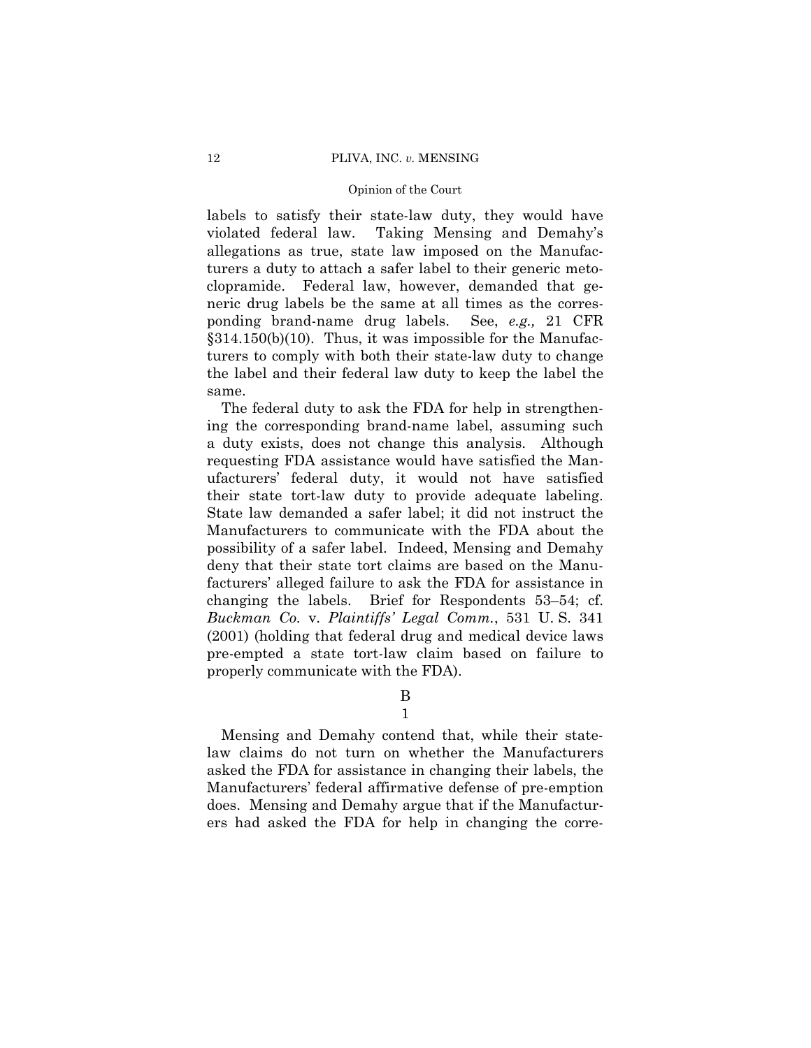labels to satisfy their state-law duty, they would have violated federal law. Taking Mensing and Demahy's allegations as true, state law imposed on the Manufacturers a duty to attach a safer label to their generic metoclopramide. Federal law, however, demanded that generic drug labels be the same at all times as the corresponding brand-name drug labels. See, *e.g.,* 21 CFR §314.150(b)(10). Thus, it was impossible for the Manufacturers to comply with both their state-law duty to change the label and their federal law duty to keep the label the same.

The federal duty to ask the FDA for help in strengthening the corresponding brand-name label, assuming such a duty exists, does not change this analysis. Although requesting FDA assistance would have satisfied the Manufacturers' federal duty, it would not have satisfied their state tort-law duty to provide adequate labeling. State law demanded a safer label; it did not instruct the Manufacturers to communicate with the FDA about the possibility of a safer label. Indeed, Mensing and Demahy deny that their state tort claims are based on the Manufacturers' alleged failure to ask the FDA for assistance in changing the labels. Brief for Respondents 53–54; cf. *Buckman Co.* v. *Plaintiffs' Legal Comm.*, 531 U. S. 341 (2001) (holding that federal drug and medical device laws pre-empted a state tort-law claim based on failure to properly communicate with the FDA).

### B

#### 1

Mensing and Demahy contend that, while their state-law claims do not turn on whether the Manufacturers asked the FDA for assistance in changing their labels, the Manufacturers' federal affirmative defense of pre-emption does. Mensing and Demahy argue that if the Manufacturers had asked the FDA for help in changing the corre-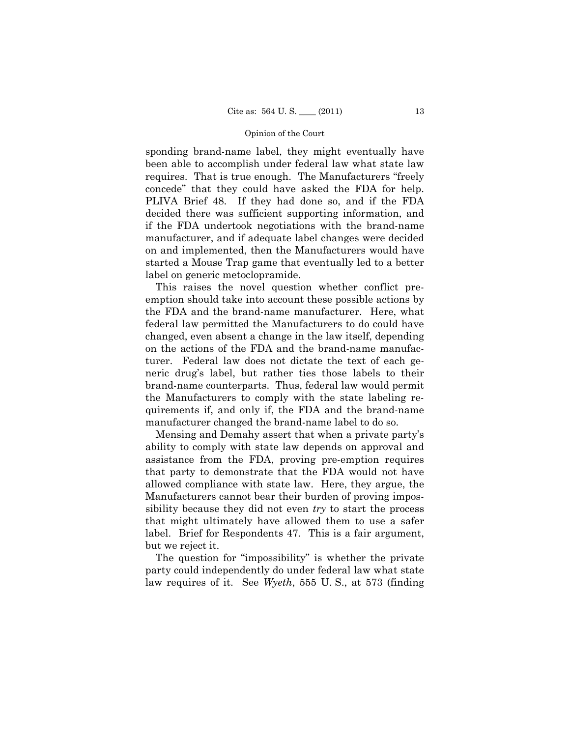sponding brand-name label, they might eventually have been able to accomplish under federal law what state law requires. That is true enough. The Manufacturers "freely concede" that they could have asked the FDA for help. PLIVA Brief 48. If they had done so, and if the FDA decided there was sufficient supporting information, and if the FDA undertook negotiations with the brand-name manufacturer, and if adequate label changes were decided on and implemented, then the Manufacturers would have started a Mouse Trap game that eventually led to a better label on generic metoclopramide.

This raises the novel question whether conflict pre-emption should take into account these possible actions by the FDA and the brand-name manufacturer. Here, what federal law permitted the Manufacturers to do could have changed, even absent a change in the law itself, depending on the actions of the FDA and the brand-name manufacturer. Federal law does not dictate the text of each generic drug's label, but rather ties those labels to their brand-name counterparts. Thus, federal law would permit the Manufacturers to comply with the state labeling requirements if, and only if, the FDA and the brand-name manufacturer changed the brand-name label to do so.

Mensing and Demahy assert that when a private party's ability to comply with state law depends on approval and assistance from the FDA, proving pre-emption requires that party to demonstrate that the FDA would not have allowed compliance with state law. Here, they argue, the Manufacturers cannot bear their burden of proving impossibility because they did not even *try* to start the process that might ultimately have allowed them to use a safer label. Brief for Respondents 47. This is a fair argument, but we reject it.

The question for "impossibility" is whether the private party could independently do under federal law what state law requires of it. See *Wyeth*, 555 U. S., at 573 (finding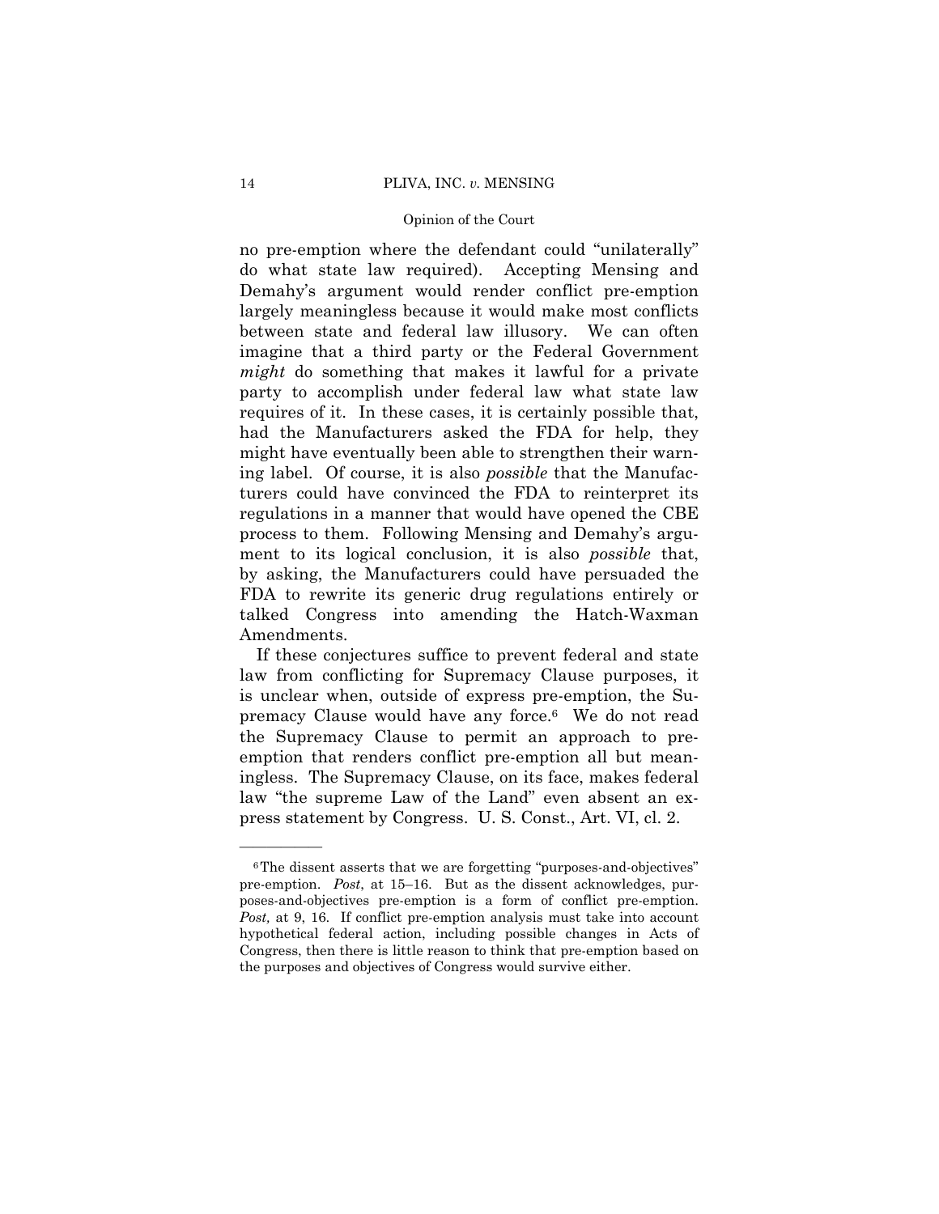no pre-emption where the defendant could "unilaterally" do what state law required). Accepting Mensing and Demahy's argument would render conflict pre-emption largely meaningless because it would make most conflicts between state and federal law illusory. We can often imagine that a third party or the Federal Government *might* do something that makes it lawful for a private party to accomplish under federal law what state law requires of it. In these cases, it is certainly possible that, had the Manufacturers asked the FDA for help, they might have eventually been able to strengthen their warning label. Of course, it is also *possible* that the Manufacturers could have convinced the FDA to reinterpret its regulations in a manner that would have opened the CBE process to them. Following Mensing and Demahy's argument to its logical conclusion, it is also *possible* that, by asking, the Manufacturers could have persuaded the FDA to rewrite its generic drug regulations entirely or talked Congress into amending the Hatch-Waxman Amendments.

If these conjectures suffice to prevent federal and state law from conflicting for Supremacy Clause purposes, it is unclear when, outside of express pre-emption, the Supremacy Clause would have any force.[6] We do not read the Supremacy Clause to permit an approach to pre-emption that renders conflict pre-emption all but meaningless. The Supremacy Clause, on its face, makes federal law "the supreme Law of the Land" even absent an express statement by Congress. U. S. Const., Art. VI, cl. 2.

---

[6] The dissent asserts that we are forgetting "purposes-and-objectives" pre-emption. *Post*, at 15–16. But as the dissent acknowledges, purposes-and-objectives pre-emption is a form of conflict pre-emption. *Post,* at 9, 16. If conflict pre-emption analysis must take into account hypothetical federal action, including possible changes in Acts of Congress, then there is little reason to think that pre-emption based on the purposes and objectives of Congress would survive either.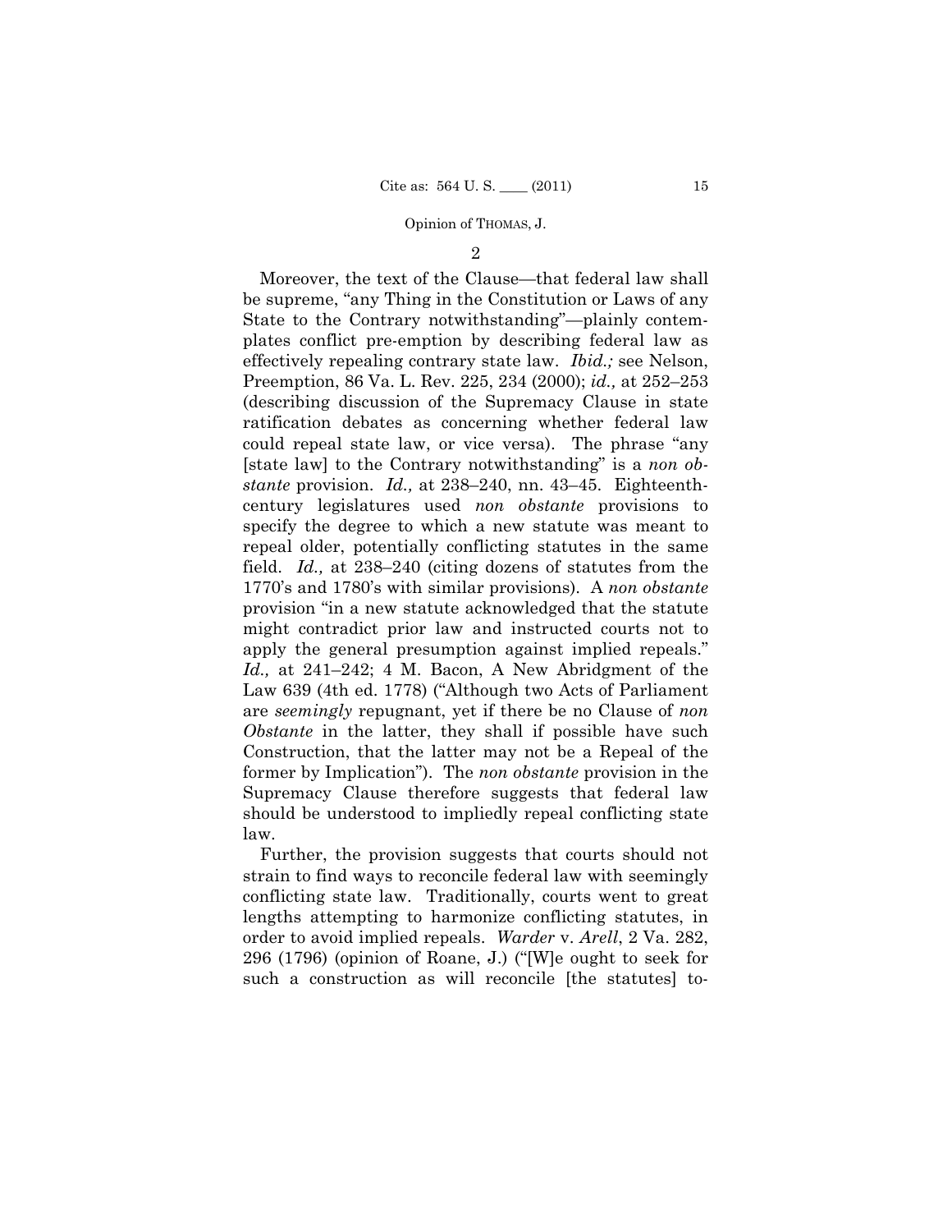2

Moreover, the text of the Clause—that federal law shall be supreme, "any Thing in the Constitution or Laws of any State to the Contrary notwithstanding"—plainly contemplates conflict pre-emption by describing federal law as effectively repealing contrary state law. *Ibid.;* see Nelson, Preemption, 86 Va. L. Rev. 225, 234 (2000); *id.,* at 252–253 (describing discussion of the Supremacy Clause in state ratification debates as concerning whether federal law could repeal state law, or vice versa). The phrase "any [state law] to the Contrary notwithstanding" is a *non obstante* provision. *Id.,* at 238–240, nn. 43–45. Eighteenth-century legislatures used *non obstante* provisions to specify the degree to which a new statute was meant to repeal older, potentially conflicting statutes in the same field. *Id.,* at 238–240 (citing dozens of statutes from the 1770's and 1780's with similar provisions). A *non obstante* provision "in a new statute acknowledged that the statute might contradict prior law and instructed courts not to apply the general presumption against implied repeals." *Id.,* at 241–242; 4 M. Bacon, A New Abridgment of the Law 639 (4th ed. 1778) ("Although two Acts of Parliament are *seemingly* repugnant, yet if there be no Clause of *non Obstante* in the latter, they shall if possible have such Construction, that the latter may not be a Repeal of the former by Implication"). The *non obstante* provision in the Supremacy Clause therefore suggests that federal law should be understood to impliedly repeal conflicting state law.

Further, the provision suggests that courts should not strain to find ways to reconcile federal law with seemingly conflicting state law. Traditionally, courts went to great lengths attempting to harmonize conflicting statutes, in order to avoid implied repeals. *Warder* v. *Arell*, 2 Va. 282, 296 (1796) (opinion of Roane, J.) ("[W]e ought to seek for such a construction as will reconcile [the statutes] to-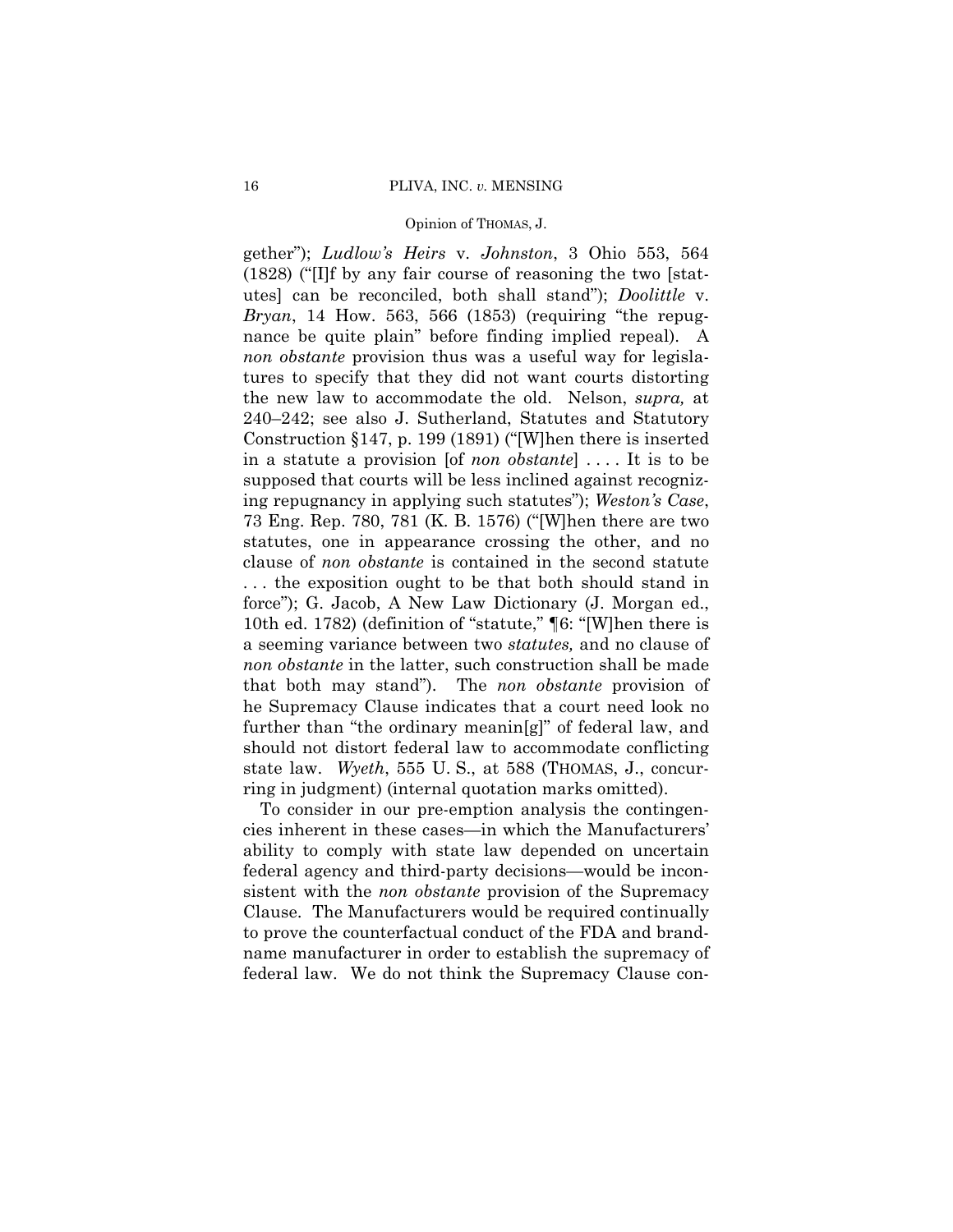gether"); *Ludlow's Heirs* v. *Johnston*, 3 Ohio 553, 564 (1828) ("[I]f by any fair course of reasoning the two [statutes] can be reconciled, both shall stand"); *Doolittle* v. *Bryan*, 14 How. 563, 566 (1853) (requiring "the repugnance be quite plain" before finding implied repeal). A *non obstante* provision thus was a useful way for legislatures to specify that they did not want courts distorting the new law to accommodate the old. Nelson, *supra,* at 240–242; see also J. Sutherland, Statutes and Statutory Construction §147, p. 199 (1891) ("[W]hen there is inserted in a statute a provision [of *non obstante*] . . . . It is to be supposed that courts will be less inclined against recognizing repugnancy in applying such statutes"); *Weston's Case*, 73 Eng. Rep. 780, 781 (K. B. 1576) ("[W]hen there are two statutes, one in appearance crossing the other, and no clause of *non obstante* is contained in the second statute . . . the exposition ought to be that both should stand in force"); G. Jacob, A New Law Dictionary (J. Morgan ed., 10th ed. 1782) (definition of "statute," ¶6: "[W]hen there is a seeming variance between two *statutes,* and no clause of *non obstante* in the latter, such construction shall be made that both may stand"). The *non obstante* provision of he Supremacy Clause indicates that a court need look no further than "the ordinary meanin[g]" of federal law, and should not distort federal law to accommodate conflicting state law. *Wyeth*, 555 U. S., at 588 (THOMAS, J., concurring in judgment) (internal quotation marks omitted).

To consider in our pre-emption analysis the contingencies inherent in these cases—in which the Manufacturers' ability to comply with state law depended on uncertain federal agency and third-party decisions—would be inconsistent with the *non obstante* provision of the Supremacy Clause. The Manufacturers would be required continually to prove the counterfactual conduct of the FDA and brand-name manufacturer in order to establish the supremacy of federal law. We do not think the Supremacy Clause con-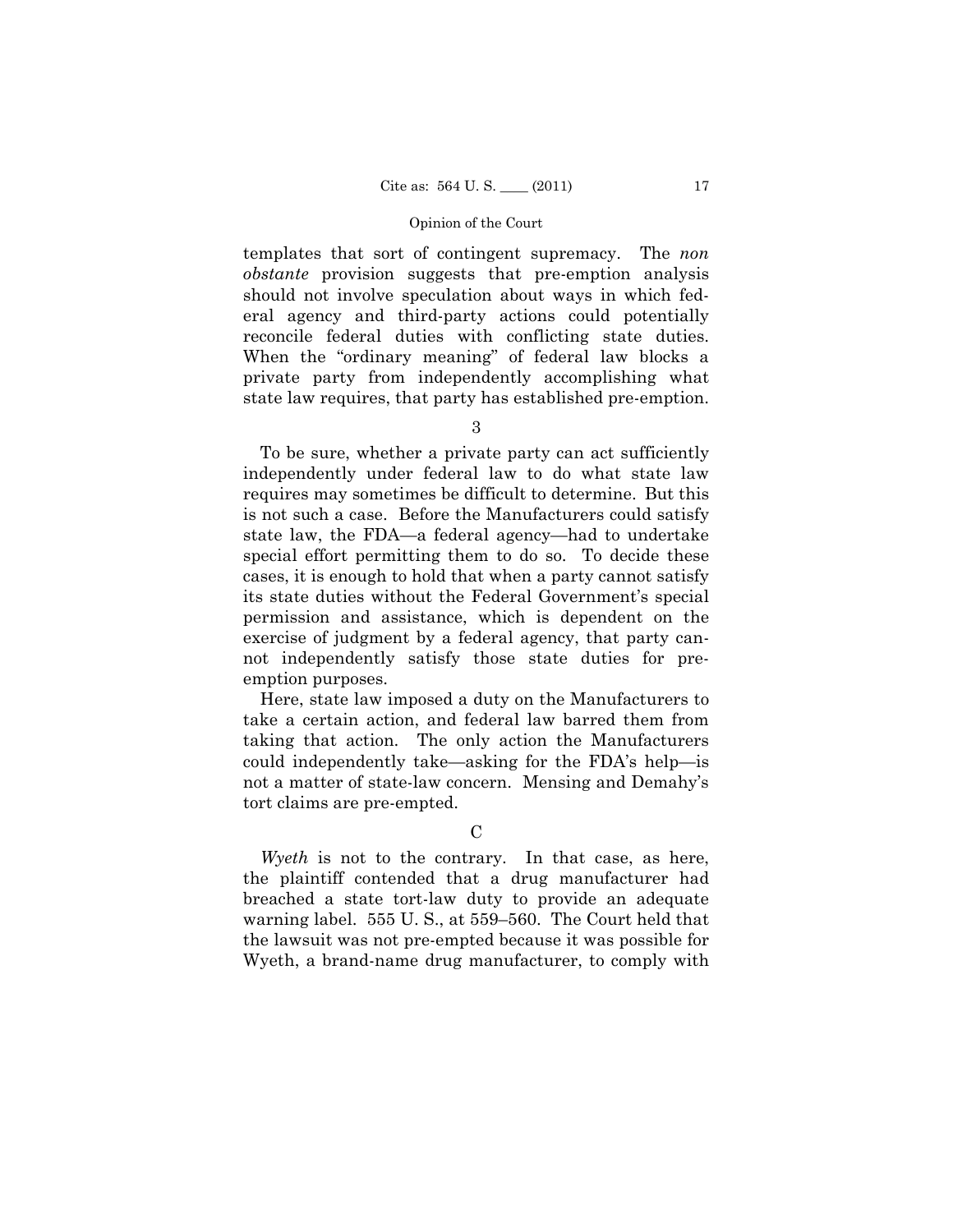templates that sort of contingent supremacy. The *non obstante* provision suggests that pre-emption analysis should not involve speculation about ways in which federal agency and third-party actions could potentially reconcile federal duties with conflicting state duties. When the "ordinary meaning" of federal law blocks a private party from independently accomplishing what state law requires, that party has established pre-emption.

3

To be sure, whether a private party can act sufficiently independently under federal law to do what state law requires may sometimes be difficult to determine. But this is not such a case. Before the Manufacturers could satisfy state law, the FDA—a federal agency—had to undertake special effort permitting them to do so. To decide these cases, it is enough to hold that when a party cannot satisfy its state duties without the Federal Government's special permission and assistance, which is dependent on the exercise of judgment by a federal agency, that party cannot independently satisfy those state duties for pre-emption purposes.

Here, state law imposed a duty on the Manufacturers to take a certain action, and federal law barred them from taking that action. The only action the Manufacturers could independently take—asking for the FDA's help—is not a matter of state-law concern. Mensing and Demahy's tort claims are pre-empted.

C

*Wyeth* is not to the contrary. In that case, as here, the plaintiff contended that a drug manufacturer had breached a state tort-law duty to provide an adequate warning label. 555 U. S., at 559–560. The Court held that the lawsuit was not pre-empted because it was possible for Wyeth, a brand-name drug manufacturer, to comply with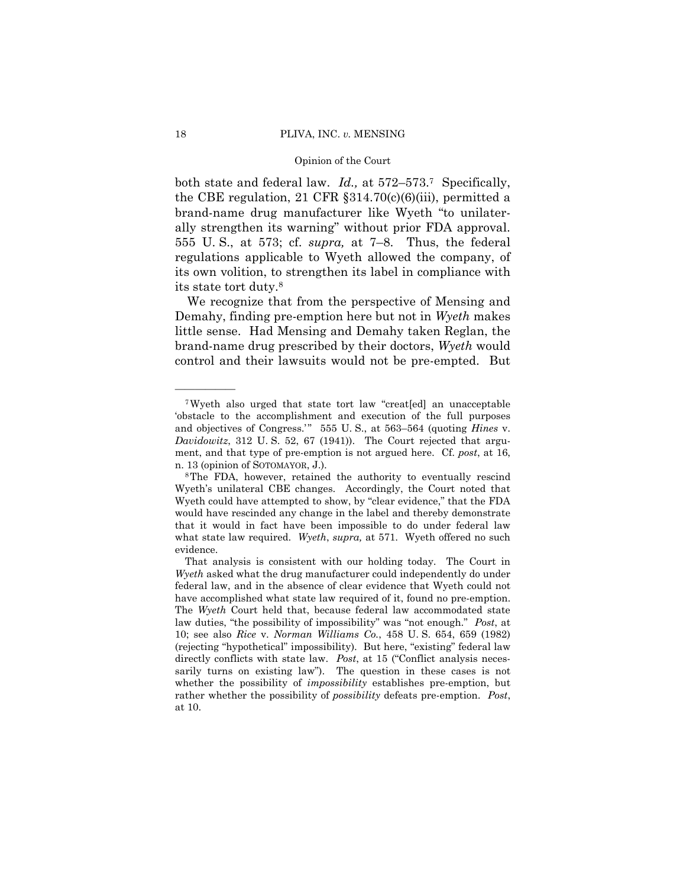both state and federal law. *Id.,* at 572–573.[7] Specifically, the CBE regulation, 21 CFR §314.70(c)(6)(iii), permitted a brand-name drug manufacturer like Wyeth "to unilaterally strengthen its warning" without prior FDA approval. 555 U. S., at 573; cf. *supra,* at 7–8. Thus, the federal regulations applicable to Wyeth allowed the company, of its own volition, to strengthen its label in compliance with its state tort duty.[8]

We recognize that from the perspective of Mensing and Demahy, finding pre-emption here but not in *Wyeth* makes little sense. Had Mensing and Demahy taken Reglan, the brand-name drug prescribed by their doctors, *Wyeth* would control and their lawsuits would not be pre-empted. But

---

[7] Wyeth also urged that state tort law "creat[ed] an unacceptable 'obstacle to the accomplishment and execution of the full purposes and objectives of Congress.'" 555 U. S., at 563–564 (quoting *Hines* v. *Davidowitz*, 312 U. S. 52, 67 (1941)). The Court rejected that argument, and that type of pre-emption is not argued here. Cf. *post*, at 16, n. 13 (opinion of SOTOMAYOR, J.).

[8] The FDA, however, retained the authority to eventually rescind Wyeth's unilateral CBE changes. Accordingly, the Court noted that Wyeth could have attempted to show, by "clear evidence," that the FDA would have rescinded any change in the label and thereby demonstrate that it would in fact have been impossible to do under federal law what state law required. *Wyeth*, *supra,* at 571. Wyeth offered no such evidence.

That analysis is consistent with our holding today. The Court in *Wyeth* asked what the drug manufacturer could independently do under federal law, and in the absence of clear evidence that Wyeth could not have accomplished what state law required of it, found no pre-emption. The *Wyeth* Court held that, because federal law accommodated state law duties, "the possibility of impossibility" was "not enough." *Post*, at 10; see also *Rice* v. *Norman Williams Co.*, 458 U. S. 654, 659 (1982) (rejecting "hypothetical" impossibility). But here, "existing" federal law directly conflicts with state law. *Post*, at 15 ("Conflict analysis necessarily turns on existing law"). The question in these cases is not whether the possibility of *impossibility* establishes pre-emption, but rather whether the possibility of *possibility* defeats pre-emption. *Post*, at 10.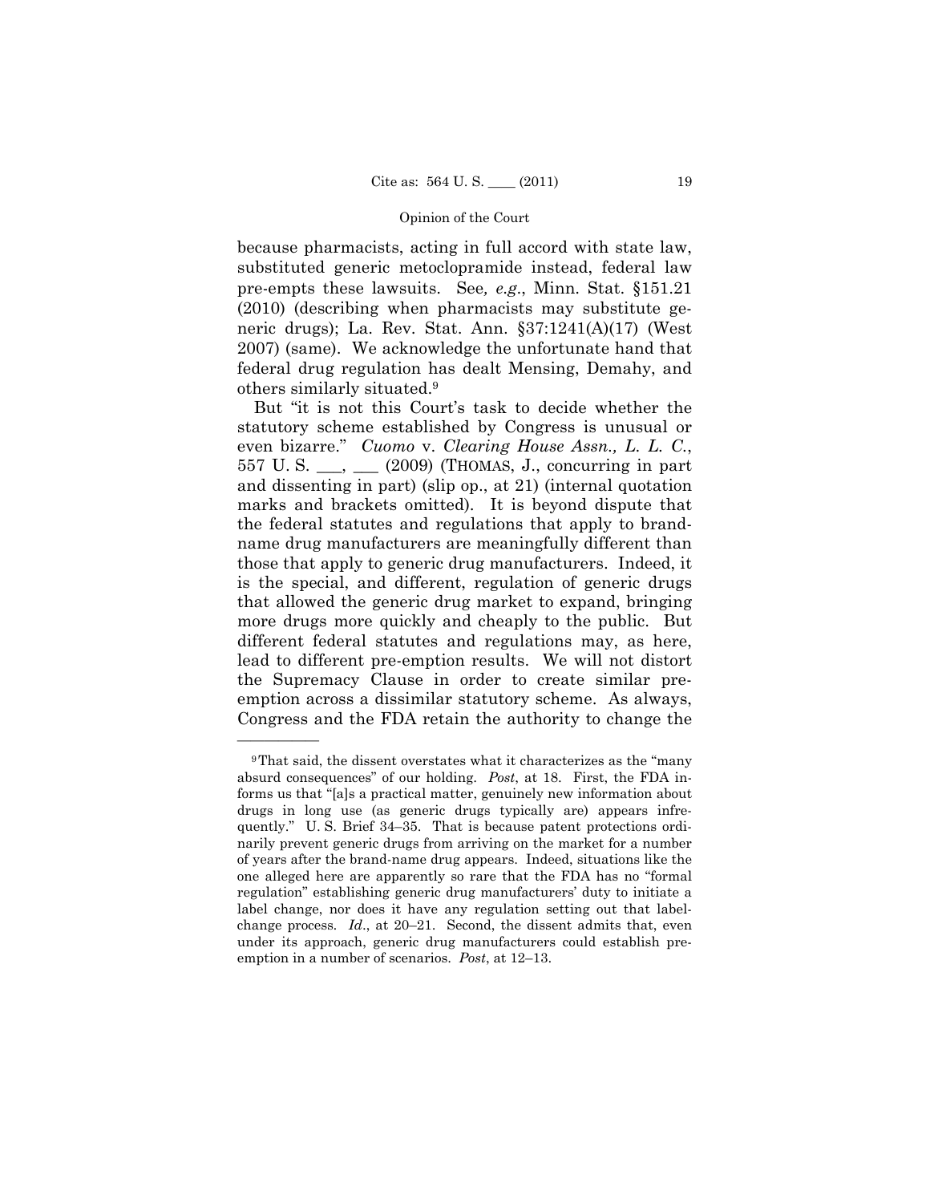because pharmacists, acting in full accord with state law, substituted generic metoclopramide instead, federal law pre-empts these lawsuits. See*, e.g.*, Minn. Stat. §151.21 (2010) (describing when pharmacists may substitute generic drugs); La. Rev. Stat. Ann. §37:1241(A)(17) (West 2007) (same). We acknowledge the unfortunate hand that federal drug regulation has dealt Mensing, Demahy, and others similarly situated.[9]

But "it is not this Court's task to decide whether the statutory scheme established by Congress is unusual or even bizarre." *Cuomo* v. *Clearing House Assn., L. L. C.*, 557 U. S. \_\_\_, \_\_\_ (2009) (THOMAS, J., concurring in part and dissenting in part) (slip op., at 21) (internal quotation marks and brackets omitted). It is beyond dispute that the federal statutes and regulations that apply to brand-name drug manufacturers are meaningfully different than those that apply to generic drug manufacturers. Indeed, it is the special, and different, regulation of generic drugs that allowed the generic drug market to expand, bringing more drugs more quickly and cheaply to the public. But different federal statutes and regulations may, as here, lead to different pre-emption results. We will not distort the Supremacy Clause in order to create similar pre-emption across a dissimilar statutory scheme. As always, Congress and the FDA retain the authority to change the

---

[9] That said, the dissent overstates what it characterizes as the "many absurd consequences" of our holding. *Post*, at 18. First, the FDA informs us that "[a]s a practical matter, genuinely new information about drugs in long use (as generic drugs typically are) appears infrequently." U. S. Brief 34–35. That is because patent protections ordinarily prevent generic drugs from arriving on the market for a number of years after the brand-name drug appears. Indeed, situations like the one alleged here are apparently so rare that the FDA has no "formal regulation" establishing generic drug manufacturers' duty to initiate a label change, nor does it have any regulation setting out that label-change process. *Id*., at 20–21. Second, the dissent admits that, even under its approach, generic drug manufacturers could establish pre-emption in a number of scenarios. *Post*, at 12–13.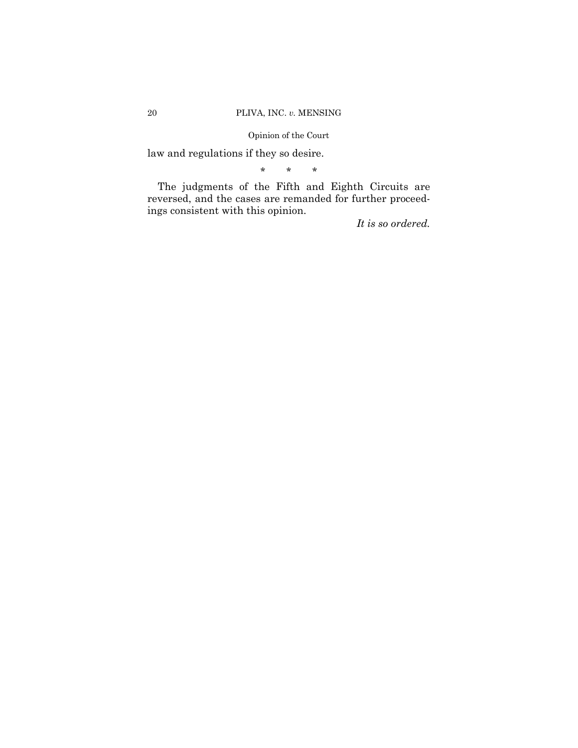law and regulations if they so desire.

\*  \*  \*

The judgments of the Fifth and Eighth Circuits are reversed, and the cases are remanded for further proceedings consistent with this opinion.

*It is so ordered.*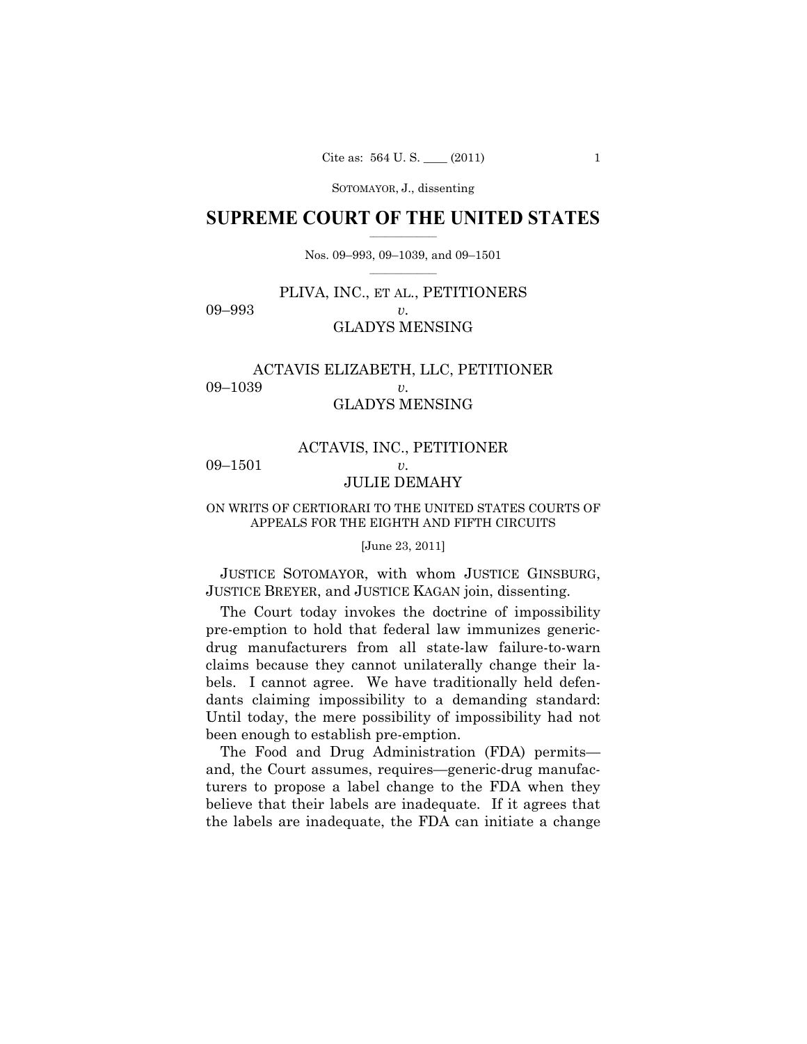# SUPREME COURT OF THE UNITED STATES

Nos. 09–993, 09–1039, and 09–1501

PLIVA, INC., ET AL., PETITIONERS

09–993 *v.*

GLADYS MENSING

ACTAVIS ELIZABETH, LLC, PETITIONER

09–1039 *v.*

GLADYS MENSING

ACTAVIS, INC., PETITIONER

09–1501 *v.*

JULIE DEMAHY

ON WRITS OF CERTIORARI TO THE UNITED STATES COURTS OF APPEALS FOR THE EIGHTH AND FIFTH CIRCUITS

[June 23, 2011]

JUSTICE SOTOMAYOR, with whom JUSTICE GINSBURG, JUSTICE BREYER, and JUSTICE KAGAN join, dissenting.

The Court today invokes the doctrine of impossibility pre-emption to hold that federal law immunizes generic-drug manufacturers from all state-law failure-to-warn claims because they cannot unilaterally change their labels. I cannot agree. We have traditionally held defendants claiming impossibility to a demanding standard: Until today, the mere possibility of impossibility had not been enough to establish pre-emption.

The Food and Drug Administration (FDA) permits—and, the Court assumes, requires—generic-drug manufacturers to propose a label change to the FDA when they believe that their labels are inadequate. If it agrees that the labels are inadequate, the FDA can initiate a change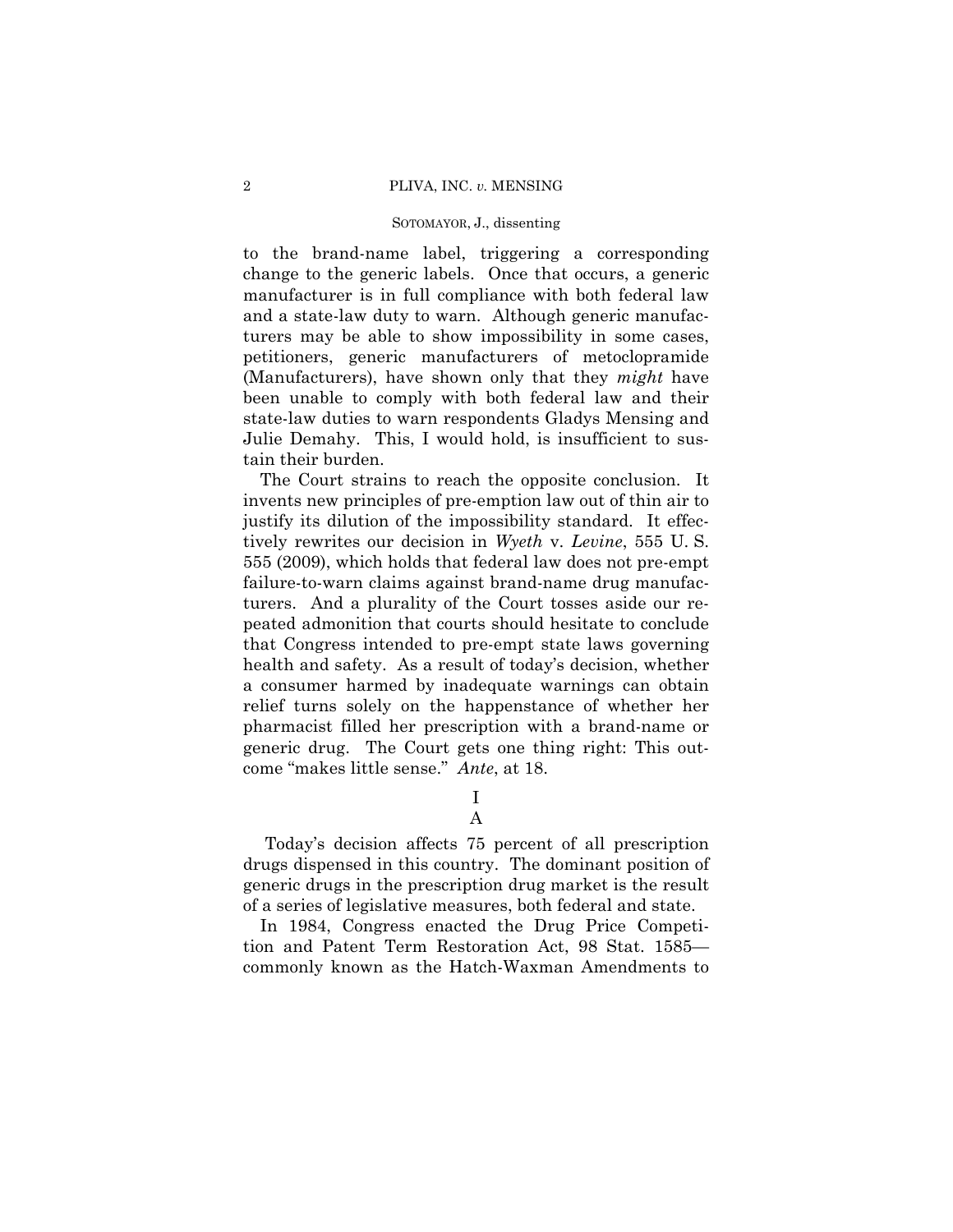to the brand-name label, triggering a corresponding change to the generic labels. Once that occurs, a generic manufacturer is in full compliance with both federal law and a state-law duty to warn. Although generic manufacturers may be able to show impossibility in some cases, petitioners, generic manufacturers of metoclopramide (Manufacturers), have shown only that they *might* have been unable to comply with both federal law and their state-law duties to warn respondents Gladys Mensing and Julie Demahy. This, I would hold, is insufficient to sustain their burden.

The Court strains to reach the opposite conclusion. It invents new principles of pre-emption law out of thin air to justify its dilution of the impossibility standard. It effectively rewrites our decision in *Wyeth* v. *Levine*, 555 U. S. 555 (2009), which holds that federal law does not pre-empt failure-to-warn claims against brand-name drug manufacturers. And a plurality of the Court tosses aside our repeated admonition that courts should hesitate to conclude that Congress intended to pre-empt state laws governing health and safety. As a result of today's decision, whether a consumer harmed by inadequate warnings can obtain relief turns solely on the happenstance of whether her pharmacist filled her prescription with a brand-name or generic drug. The Court gets one thing right: This outcome "makes little sense." *Ante*, at 18.

# I

## A

Today's decision affects 75 percent of all prescription drugs dispensed in this country. The dominant position of generic drugs in the prescription drug market is the result of a series of legislative measures, both federal and state.

In 1984, Congress enacted the Drug Price Competition and Patent Term Restoration Act, 98 Stat. 1585—commonly known as the Hatch-Waxman Amendments to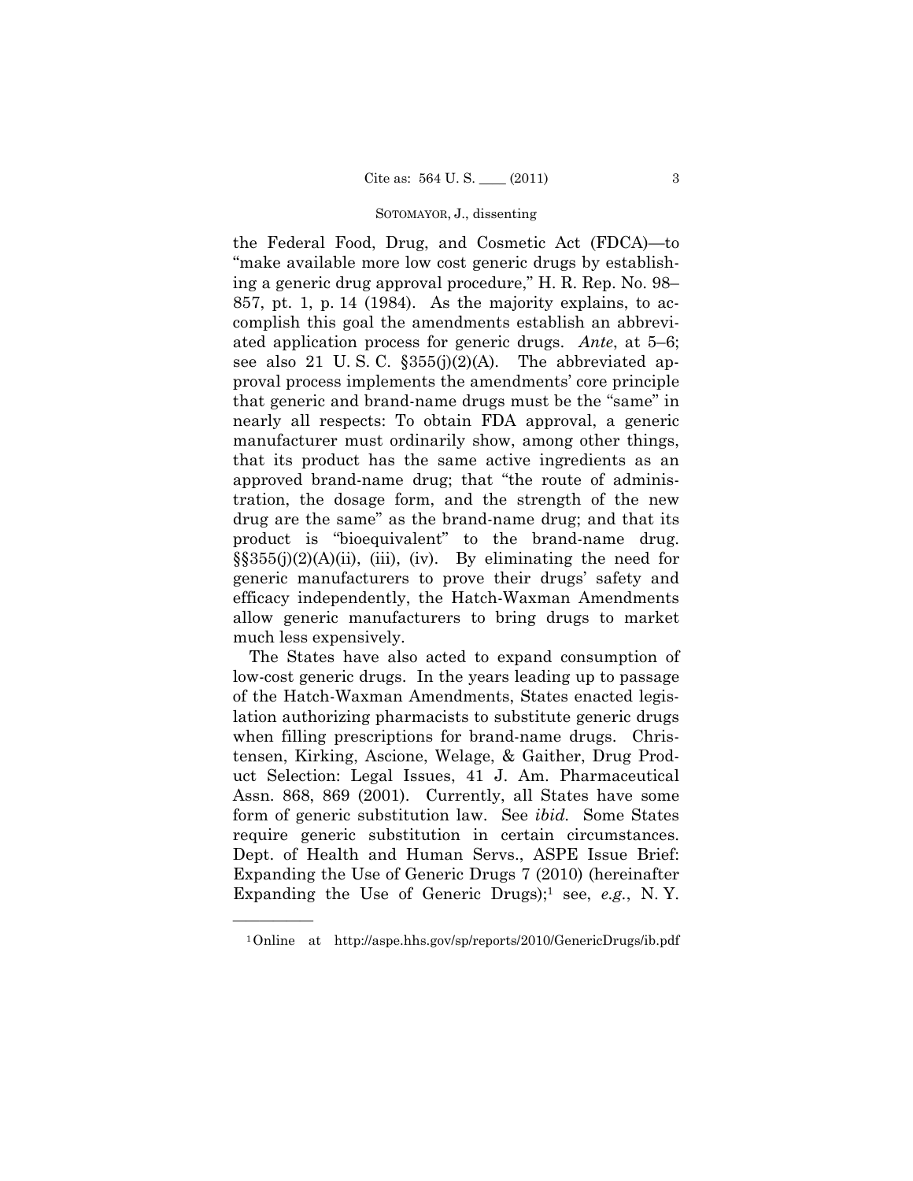the Federal Food, Drug, and Cosmetic Act (FDCA)—to "make available more low cost generic drugs by establishing a generic drug approval procedure," H. R. Rep. No. 98–857, pt. 1, p. 14 (1984). As the majority explains, to accomplish this goal the amendments establish an abbreviated application process for generic drugs. *Ante*, at 5–6; see also 21 U. S. C. §355(j)(2)(A). The abbreviated approval process implements the amendments' core principle that generic and brand-name drugs must be the "same" in nearly all respects: To obtain FDA approval, a generic manufacturer must ordinarily show, among other things, that its product has the same active ingredients as an approved brand-name drug; that "the route of administration, the dosage form, and the strength of the new drug are the same" as the brand-name drug; and that its product is "bioequivalent" to the brand-name drug. §§355(j)(2)(A)(ii), (iii), (iv). By eliminating the need for generic manufacturers to prove their drugs' safety and efficacy independently, the Hatch-Waxman Amendments allow generic manufacturers to bring drugs to market much less expensively.

The States have also acted to expand consumption of low-cost generic drugs. In the years leading up to passage of the Hatch-Waxman Amendments, States enacted legislation authorizing pharmacists to substitute generic drugs when filling prescriptions for brand-name drugs. Christensen, Kirking, Ascione, Welage, & Gaither, Drug Product Selection: Legal Issues, 41 J. Am. Pharmaceutical Assn. 868, 869 (2001). Currently, all States have some form of generic substitution law. See *ibid.* Some States require generic substitution in certain circumstances. Dept. of Health and Human Servs., ASPE Issue Brief: Expanding the Use of Generic Drugs 7 (2010) (hereinafter Expanding the Use of Generic Drugs);[1] see, *e.g.*, N. Y.

---

[1] Online at http://aspe.hhs.gov/sp/reports/2010/GenericDrugs/ib.pdf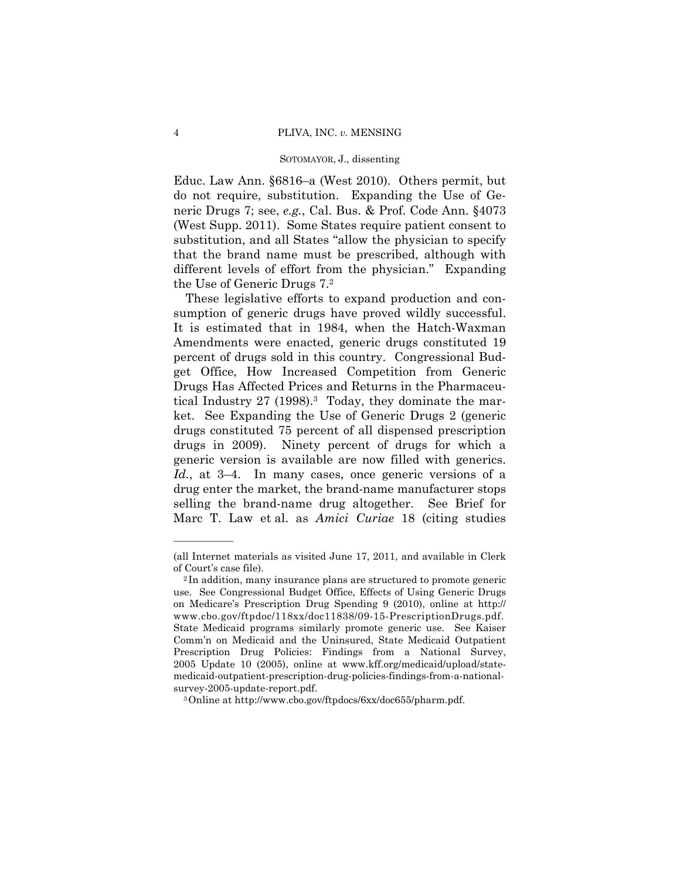Educ. Law Ann. §6816–a (West 2010). Others permit, but do not require, substitution. Expanding the Use of Generic Drugs 7; see, *e.g.*, Cal. Bus. & Prof. Code Ann. §4073 (West Supp. 2011). Some States require patient consent to substitution, and all States "allow the physician to specify that the brand name must be prescribed, although with different levels of effort from the physician." Expanding the Use of Generic Drugs 7.[2]

These legislative efforts to expand production and consumption of generic drugs have proved wildly successful. It is estimated that in 1984, when the Hatch-Waxman Amendments were enacted, generic drugs constituted 19 percent of drugs sold in this country. Congressional Budget Office, How Increased Competition from Generic Drugs Has Affected Prices and Returns in the Pharmaceutical Industry 27 (1998).[3] Today, they dominate the market. See Expanding the Use of Generic Drugs 2 (generic drugs constituted 75 percent of all dispensed prescription drugs in 2009). Ninety percent of drugs for which a generic version is available are now filled with generics. *Id.*, at 3–4. In many cases, once generic versions of a drug enter the market, the brand-name manufacturer stops selling the brand-name drug altogether. See Brief for Marc T. Law et al. as *Amici Curiae* 18 (citing studies

---

(all Internet materials as visited June 17, 2011, and available in Clerk of Court's case file).

[2] In addition, many insurance plans are structured to promote generic use. See Congressional Budget Office, Effects of Using Generic Drugs on Medicare's Prescription Drug Spending 9 (2010), online at http://www.cbo.gov/ftpdoc/118xx/doc11838/09-15-PrescriptionDrugs.pdf. State Medicaid programs similarly promote generic use. See Kaiser Comm'n on Medicaid and the Uninsured, State Medicaid Outpatient Prescription Drug Policies: Findings from a National Survey, 2005 Update 10 (2005), online at www.kff.org/medicaid/upload/state-medicaid-outpatient-prescription-drug-policies-findings-from-a-national-survey-2005-update-report.pdf.

[3] Online at http://www.cbo.gov/ftpdocs/6xx/doc655/pharm.pdf.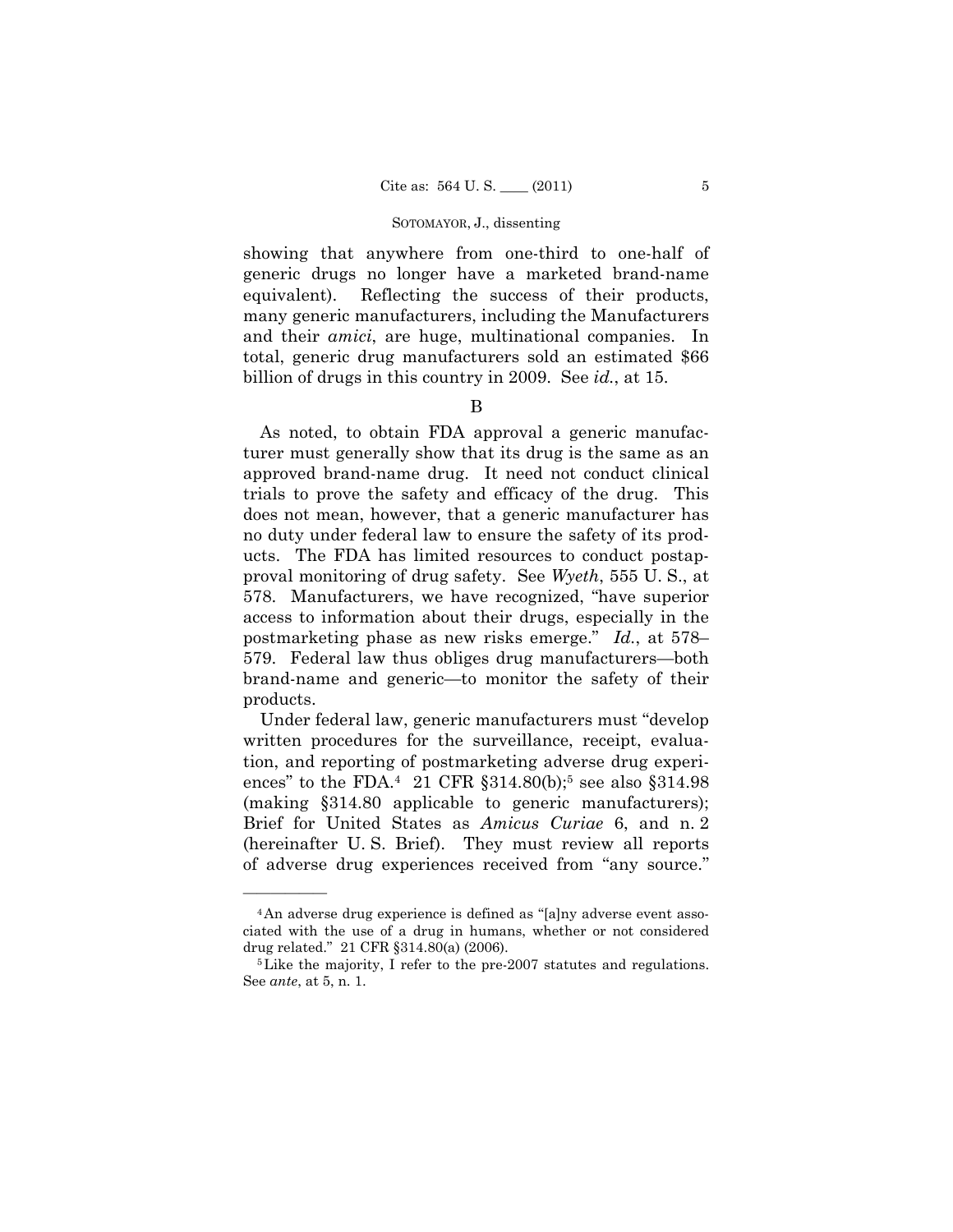showing that anywhere from one-third to one-half of generic drugs no longer have a marketed brand-name equivalent). Reflecting the success of their products, many generic manufacturers, including the Manufacturers and their *amici*, are huge, multinational companies. In total, generic drug manufacturers sold an estimated $66 billion of drugs in this country in 2009. See *id.*, at 15.

B

As noted, to obtain FDA approval a generic manufacturer must generally show that its drug is the same as an approved brand-name drug. It need not conduct clinical trials to prove the safety and efficacy of the drug. This does not mean, however, that a generic manufacturer has no duty under federal law to ensure the safety of its products. The FDA has limited resources to conduct postapproval monitoring of drug safety. See *Wyeth*, 555 U. S., at 578. Manufacturers, we have recognized, "have superior access to information about their drugs, especially in the postmarketing phase as new risks emerge." *Id.*, at 578–579. Federal law thus obliges drug manufacturers—both brand-name and generic—to monitor the safety of their products.

Under federal law, generic manufacturers must "develop written procedures for the surveillance, receipt, evaluation, and reporting of postmarketing adverse drug experiences" to the FDA.[4] 21 CFR §314.80(b);[5] see also §314.98 (making §314.80 applicable to generic manufacturers); Brief for United States as *Amicus Curiae* 6, and n. 2 (hereinafter U. S. Brief). They must review all reports of adverse drug experiences received from "any source."

---

[4] An adverse drug experience is defined as "[a]ny adverse event associated with the use of a drug in humans, whether or not considered drug related." 21 CFR §314.80(a) (2006).

[5] Like the majority, I refer to the pre-2007 statutes and regulations. See *ante*, at 5, n. 1.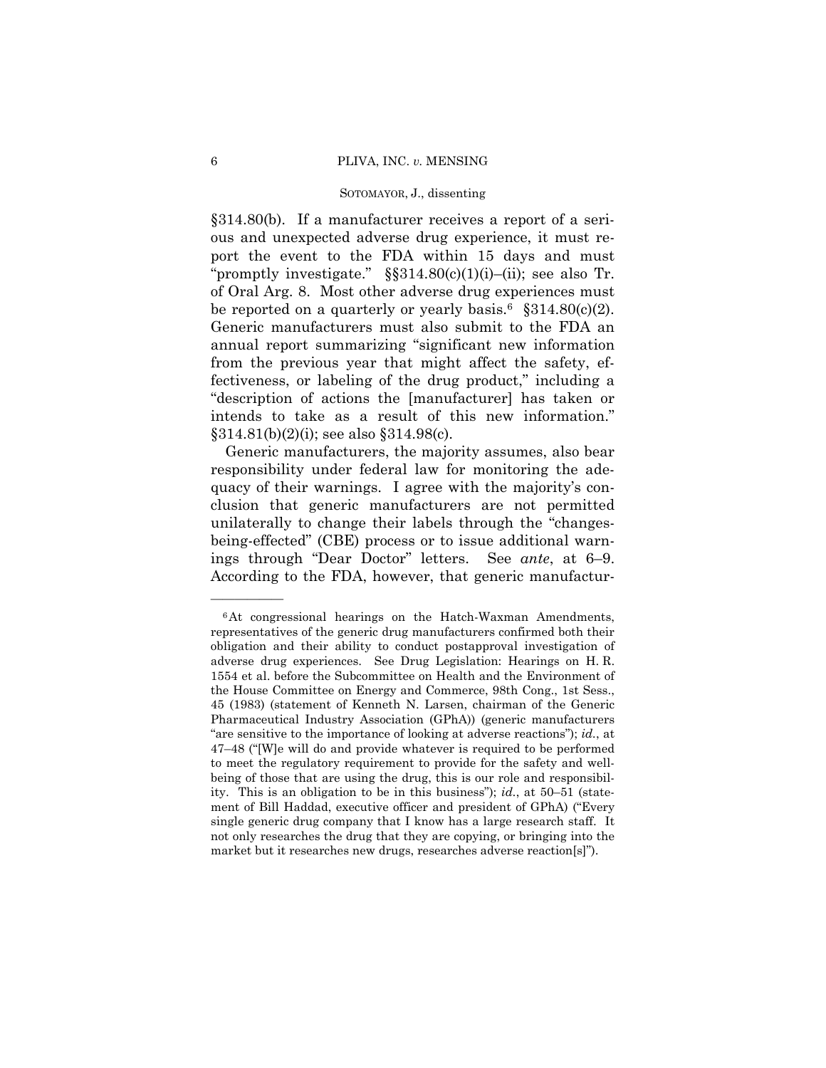§314.80(b). If a manufacturer receives a report of a serious and unexpected adverse drug experience, it must report the event to the FDA within 15 days and must "promptly investigate." §§314.80(c)(1)(i)–(ii); see also Tr. of Oral Arg. 8. Most other adverse drug experiences must be reported on a quarterly or yearly basis.[6] §314.80(c)(2). Generic manufacturers must also submit to the FDA an annual report summarizing "significant new information from the previous year that might affect the safety, effectiveness, or labeling of the drug product," including a "description of actions the [manufacturer] has taken or intends to take as a result of this new information." §314.81(b)(2)(i); see also §314.98(c).

Generic manufacturers, the majority assumes, also bear responsibility under federal law for monitoring the adequacy of their warnings. I agree with the majority's conclusion that generic manufacturers are not permitted unilaterally to change their labels through the "changes-being-effected" (CBE) process or to issue additional warnings through "Dear Doctor" letters. See *ante*, at 6–9. According to the FDA, however, that generic manufactur-

---

[6] At congressional hearings on the Hatch-Waxman Amendments, representatives of the generic drug manufacturers confirmed both their obligation and their ability to conduct postapproval investigation of adverse drug experiences. See Drug Legislation: Hearings on H. R. 1554 et al. before the Subcommittee on Health and the Environment of the House Committee on Energy and Commerce, 98th Cong., 1st Sess., 45 (1983) (statement of Kenneth N. Larsen, chairman of the Generic Pharmaceutical Industry Association (GPhA)) (generic manufacturers "are sensitive to the importance of looking at adverse reactions"); *id.*, at 47–48 ("[W]e will do and provide whatever is required to be performed to meet the regulatory requirement to provide for the safety and well-being of those that are using the drug, this is our role and responsibility. This is an obligation to be in this business"); *id.*, at 50–51 (statement of Bill Haddad, executive officer and president of GPhA) ("Every single generic drug company that I know has a large research staff. It not only researches the drug that they are copying, or bringing into the market but it researches new drugs, researches adverse reaction[s]").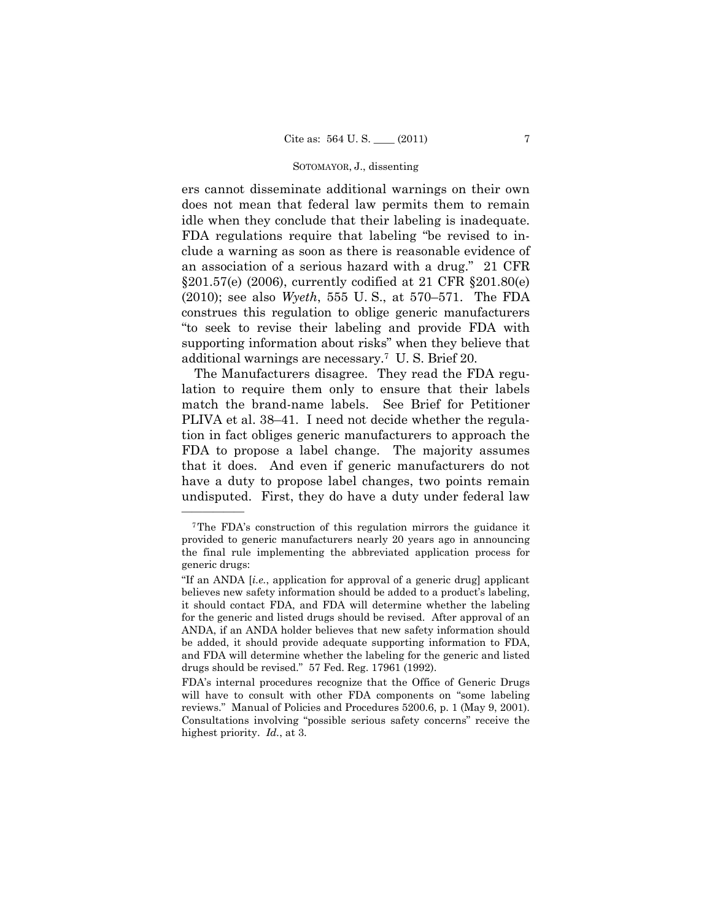ers cannot disseminate additional warnings on their own does not mean that federal law permits them to remain idle when they conclude that their labeling is inadequate. FDA regulations require that labeling "be revised to include a warning as soon as there is reasonable evidence of an association of a serious hazard with a drug." 21 CFR §201.57(e) (2006), currently codified at 21 CFR §201.80(e) (2010); see also *Wyeth*, 555 U. S., at 570–571. The FDA construes this regulation to oblige generic manufacturers "to seek to revise their labeling and provide FDA with supporting information about risks" when they believe that additional warnings are necessary.[7] U. S. Brief 20.

The Manufacturers disagree. They read the FDA regulation to require them only to ensure that their labels match the brand-name labels. See Brief for Petitioner PLIVA et al. 38–41. I need not decide whether the regulation in fact obliges generic manufacturers to approach the FDA to propose a label change. The majority assumes that it does. And even if generic manufacturers do not have a duty to propose label changes, two points remain undisputed. First, they do have a duty under federal law

---

[7] The FDA's construction of this regulation mirrors the guidance it provided to generic manufacturers nearly 20 years ago in announcing the final rule implementing the abbreviated application process for generic drugs:

"If an ANDA [*i.e.*, application for approval of a generic drug] applicant believes new safety information should be added to a product's labeling, it should contact FDA, and FDA will determine whether the labeling for the generic and listed drugs should be revised. After approval of an ANDA, if an ANDA holder believes that new safety information should be added, it should provide adequate supporting information to FDA, and FDA will determine whether the labeling for the generic and listed drugs should be revised." 57 Fed. Reg. 17961 (1992).

FDA's internal procedures recognize that the Office of Generic Drugs will have to consult with other FDA components on "some labeling reviews." Manual of Policies and Procedures 5200.6, p. 1 (May 9, 2001). Consultations involving "possible serious safety concerns" receive the highest priority. *Id.*, at 3.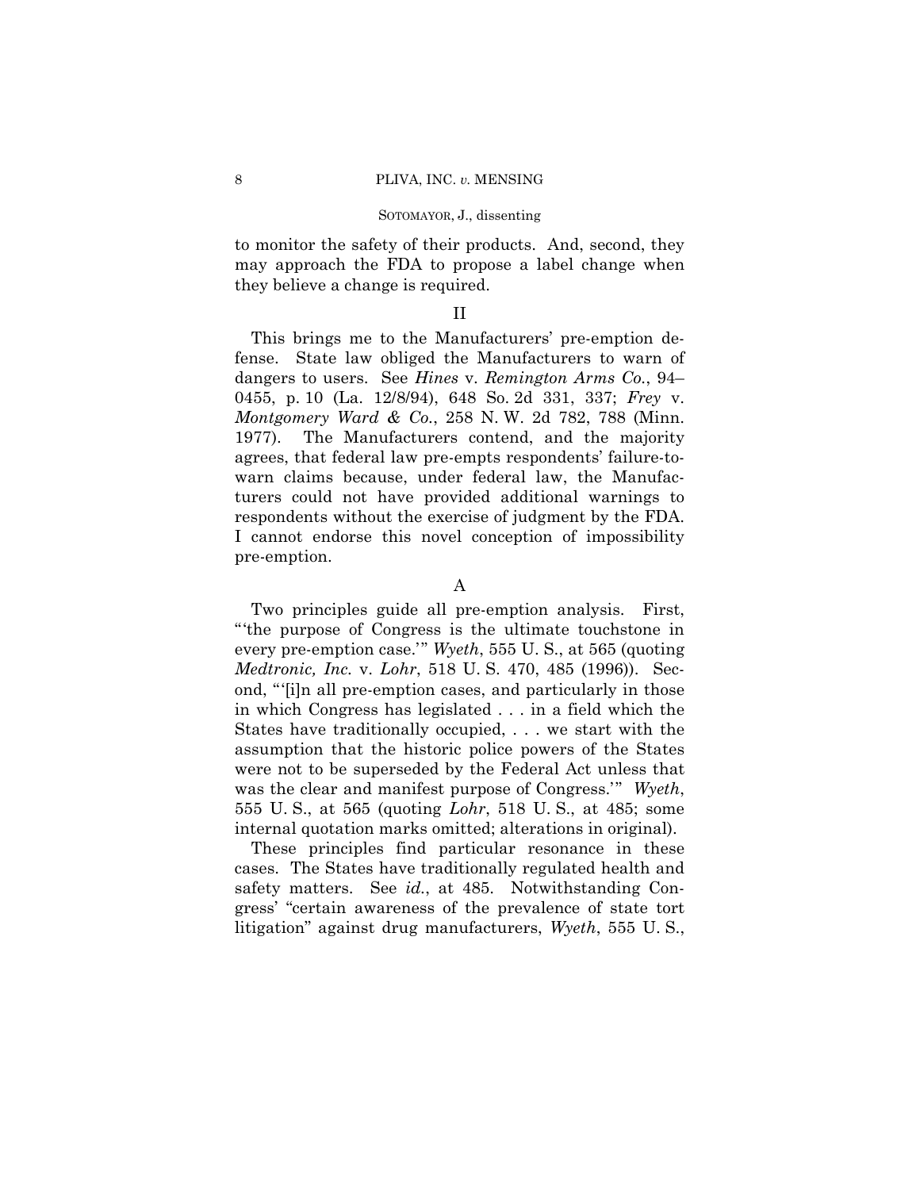to monitor the safety of their products. And, second, they may approach the FDA to propose a label change when they believe a change is required.

## II

This brings me to the Manufacturers' pre-emption defense. State law obliged the Manufacturers to warn of dangers to users. See *Hines* v. *Remington Arms Co.*, 94–0455, p. 10 (La. 12/8/94), 648 So. 2d 331, 337; *Frey* v. *Montgomery Ward & Co.*, 258 N. W. 2d 782, 788 (Minn. 1977). The Manufacturers contend, and the majority agrees, that federal law pre-empts respondents' failure-to-warn claims because, under federal law, the Manufacturers could not have provided additional warnings to respondents without the exercise of judgment by the FDA. I cannot endorse this novel conception of impossibility pre-emption.

### A

Two principles guide all pre-emption analysis. First, "'the purpose of Congress is the ultimate touchstone in every pre-emption case.'" *Wyeth*, 555 U. S., at 565 (quoting *Medtronic, Inc.* v. *Lohr*, 518 U. S. 470, 485 (1996)). Second, "'[i]n all pre-emption cases, and particularly in those in which Congress has legislated . . . in a field which the States have traditionally occupied, . . . we start with the assumption that the historic police powers of the States were not to be superseded by the Federal Act unless that was the clear and manifest purpose of Congress.'" *Wyeth*, 555 U. S., at 565 (quoting *Lohr*, 518 U. S., at 485; some internal quotation marks omitted; alterations in original).

These principles find particular resonance in these cases. The States have traditionally regulated health and safety matters. See *id.*, at 485. Notwithstanding Congress' "certain awareness of the prevalence of state tort litigation" against drug manufacturers, *Wyeth*, 555 U. S.,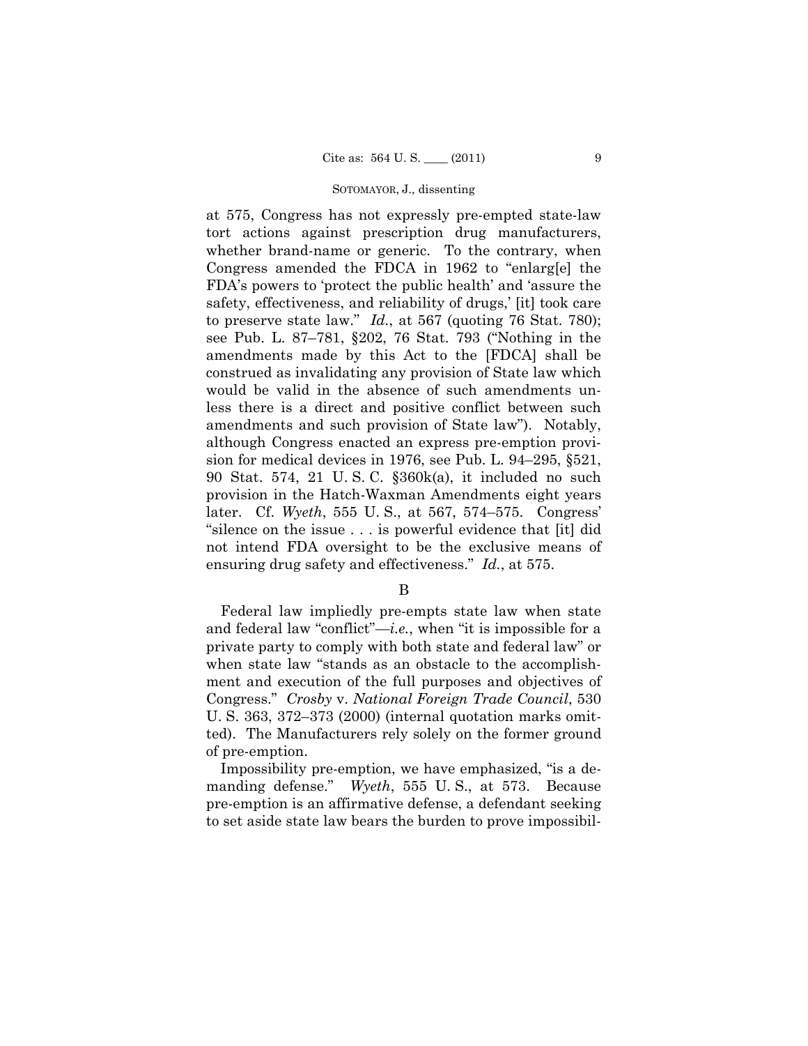at 575, Congress has not expressly pre-empted state-law tort actions against prescription drug manufacturers, whether brand-name or generic. To the contrary, when Congress amended the FDCA in 1962 to "enlarg[e] the FDA's powers to 'protect the public health' and 'assure the safety, effectiveness, and reliability of drugs,' [it] took care to preserve state law." *Id.*, at 567 (quoting 76 Stat. 780); see Pub. L. 87–781, §202, 76 Stat. 793 ("Nothing in the amendments made by this Act to the [FDCA] shall be construed as invalidating any provision of State law which would be valid in the absence of such amendments unless there is a direct and positive conflict between such amendments and such provision of State law"). Notably, although Congress enacted an express pre-emption provision for medical devices in 1976, see Pub. L. 94–295, §521, 90 Stat. 574, 21 U. S. C. §360k(a), it included no such provision in the Hatch-Waxman Amendments eight years later. Cf. *Wyeth*, 555 U. S., at 567, 574–575. Congress' "silence on the issue . . . is powerful evidence that [it] did not intend FDA oversight to be the exclusive means of ensuring drug safety and effectiveness." *Id.*, at 575.

B

Federal law impliedly pre-empts state law when state and federal law "conflict"—*i.e.*, when "it is impossible for a private party to comply with both state and federal law" or when state law "stands as an obstacle to the accomplishment and execution of the full purposes and objectives of Congress." *Crosby* v. *National Foreign Trade Council*, 530 U. S. 363, 372–373 (2000) (internal quotation marks omitted). The Manufacturers rely solely on the former ground of pre-emption.

Impossibility pre-emption, we have emphasized, "is a demanding defense." *Wyeth*, 555 U. S., at 573. Because pre-emption is an affirmative defense, a defendant seeking to set aside state law bears the burden to prove impossibil-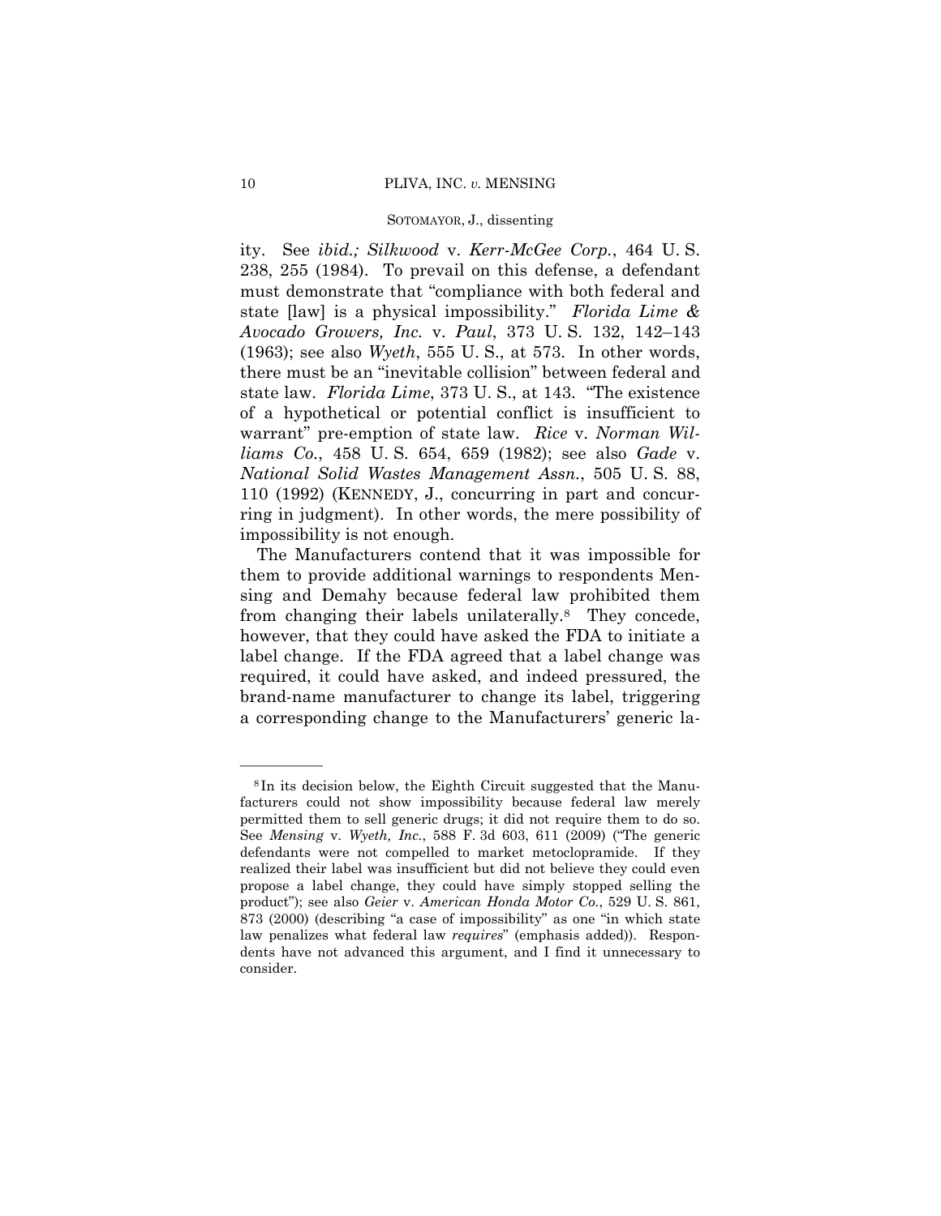ity. See *ibid.; Silkwood* v. *Kerr-McGee Corp.*, 464 U. S. 238, 255 (1984). To prevail on this defense, a defendant must demonstrate that "compliance with both federal and state [law] is a physical impossibility." *Florida Lime & Avocado Growers, Inc.* v. *Paul*, 373 U. S. 132, 142–143 (1963); see also *Wyeth*, 555 U. S., at 573. In other words, there must be an "inevitable collision" between federal and state law. *Florida Lime*, 373 U. S., at 143. "The existence of a hypothetical or potential conflict is insufficient to warrant" pre-emption of state law. *Rice* v. *Norman Williams Co.*, 458 U. S. 654, 659 (1982); see also *Gade* v. *National Solid Wastes Management Assn.*, 505 U. S. 88, 110 (1992) (KENNEDY, J., concurring in part and concurring in judgment). In other words, the mere possibility of impossibility is not enough.

The Manufacturers contend that it was impossible for them to provide additional warnings to respondents Mensing and Demahy because federal law prohibited them from changing their labels unilaterally.[8] They concede, however, that they could have asked the FDA to initiate a label change. If the FDA agreed that a label change was required, it could have asked, and indeed pressured, the brand-name manufacturer to change its label, triggering a corresponding change to the Manufacturers' generic la-

---

[8] In its decision below, the Eighth Circuit suggested that the Manufacturers could not show impossibility because federal law merely permitted them to sell generic drugs; it did not require them to do so. See *Mensing* v. *Wyeth, Inc.*, 588 F. 3d 603, 611 (2009) ("The generic defendants were not compelled to market metoclopramide. If they realized their label was insufficient but did not believe they could even propose a label change, they could have simply stopped selling the product"); see also *Geier* v. *American Honda Motor Co.*, 529 U. S. 861, 873 (2000) (describing "a case of impossibility" as one "in which state law penalizes what federal law *requires*" (emphasis added)). Respondents have not advanced this argument, and I find it unnecessary to consider.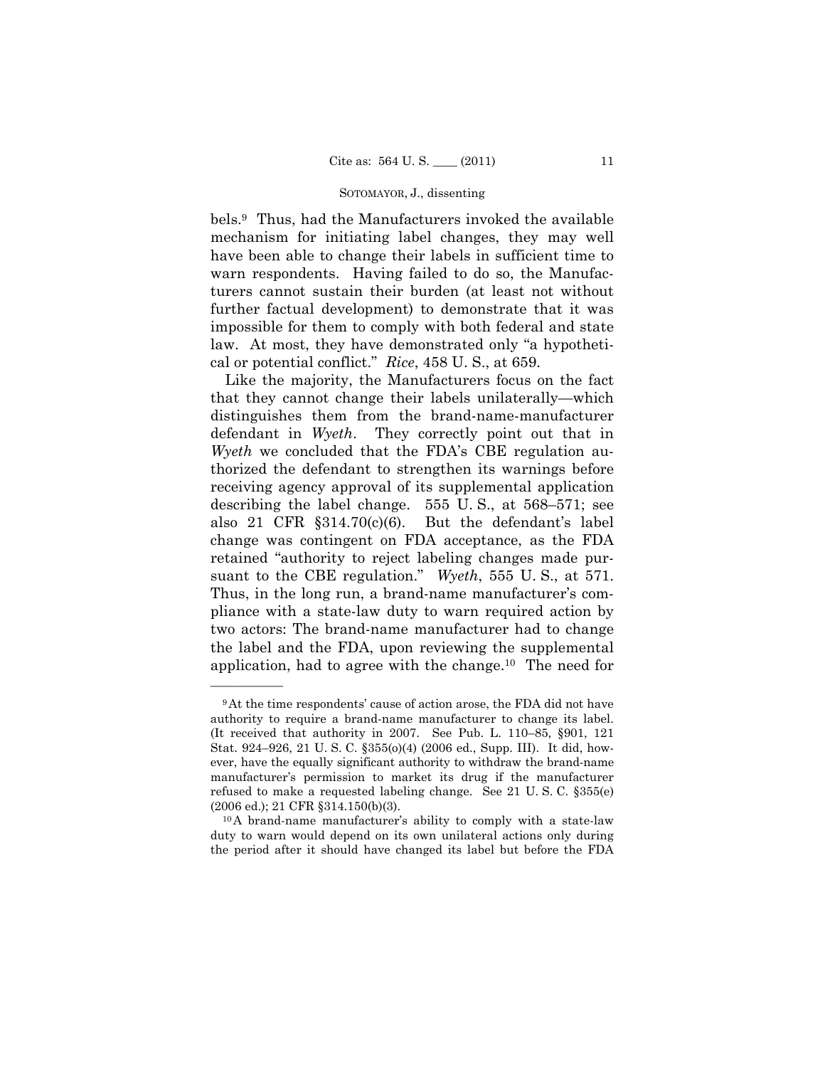bels.[9] Thus, had the Manufacturers invoked the available mechanism for initiating label changes, they may well have been able to change their labels in sufficient time to warn respondents. Having failed to do so, the Manufacturers cannot sustain their burden (at least not without further factual development) to demonstrate that it was impossible for them to comply with both federal and state law. At most, they have demonstrated only "a hypothetical or potential conflict." *Rice*, 458 U. S., at 659.

Like the majority, the Manufacturers focus on the fact that they cannot change their labels unilaterally—which distinguishes them from the brand-name-manufacturer defendant in *Wyeth*. They correctly point out that in *Wyeth* we concluded that the FDA's CBE regulation authorized the defendant to strengthen its warnings before receiving agency approval of its supplemental application describing the label change. 555 U. S., at 568–571; see also 21 CFR §314.70(c)(6). But the defendant's label change was contingent on FDA acceptance, as the FDA retained "authority to reject labeling changes made pursuant to the CBE regulation." *Wyeth*, 555 U. S., at 571. Thus, in the long run, a brand-name manufacturer's compliance with a state-law duty to warn required action by two actors: The brand-name manufacturer had to change the label and the FDA, upon reviewing the supplemental application, had to agree with the change.[10] The need for

---

[9] At the time respondents' cause of action arose, the FDA did not have authority to require a brand-name manufacturer to change its label. (It received that authority in 2007. See Pub. L. 110–85, §901, 121 Stat. 924–926, 21 U. S. C. §355(o)(4) (2006 ed., Supp. III). It did, however, have the equally significant authority to withdraw the brand-name manufacturer's permission to market its drug if the manufacturer refused to make a requested labeling change. See 21 U. S. C. §355(e) (2006 ed.); 21 CFR §314.150(b)(3).

[10] A brand-name manufacturer's ability to comply with a state-law duty to warn would depend on its own unilateral actions only during the period after it should have changed its label but before the FDA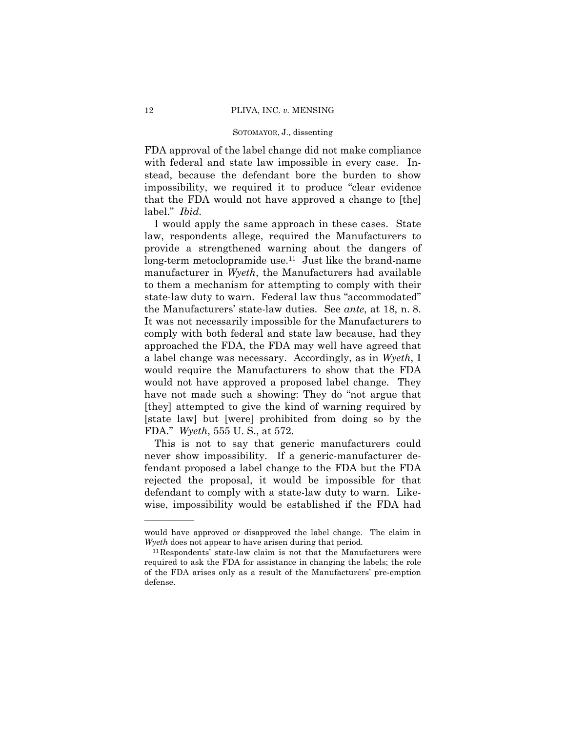FDA approval of the label change did not make compliance with federal and state law impossible in every case. Instead, because the defendant bore the burden to show impossibility, we required it to produce "clear evidence that the FDA would not have approved a change to [the] label." *Ibid.*

I would apply the same approach in these cases. State law, respondents allege, required the Manufacturers to provide a strengthened warning about the dangers of long-term metoclopramide use.[11] Just like the brand-name manufacturer in *Wyeth*, the Manufacturers had available to them a mechanism for attempting to comply with their state-law duty to warn. Federal law thus "accommodated" the Manufacturers' state-law duties. See *ante*, at 18, n. 8. It was not necessarily impossible for the Manufacturers to comply with both federal and state law because, had they approached the FDA, the FDA may well have agreed that a label change was necessary. Accordingly, as in *Wyeth*, I would require the Manufacturers to show that the FDA would not have approved a proposed label change. They have not made such a showing: They do "not argue that [they] attempted to give the kind of warning required by [state law] but [were] prohibited from doing so by the FDA." *Wyeth*, 555 U. S., at 572.

This is not to say that generic manufacturers could never show impossibility. If a generic-manufacturer defendant proposed a label change to the FDA but the FDA rejected the proposal, it would be impossible for that defendant to comply with a state-law duty to warn. Likewise, impossibility would be established if the FDA had

---

would have approved or disapproved the label change. The claim in *Wyeth* does not appear to have arisen during that period.

[11] Respondents' state-law claim is not that the Manufacturers were required to ask the FDA for assistance in changing the labels; the role of the FDA arises only as a result of the Manufacturers' pre-emption defense.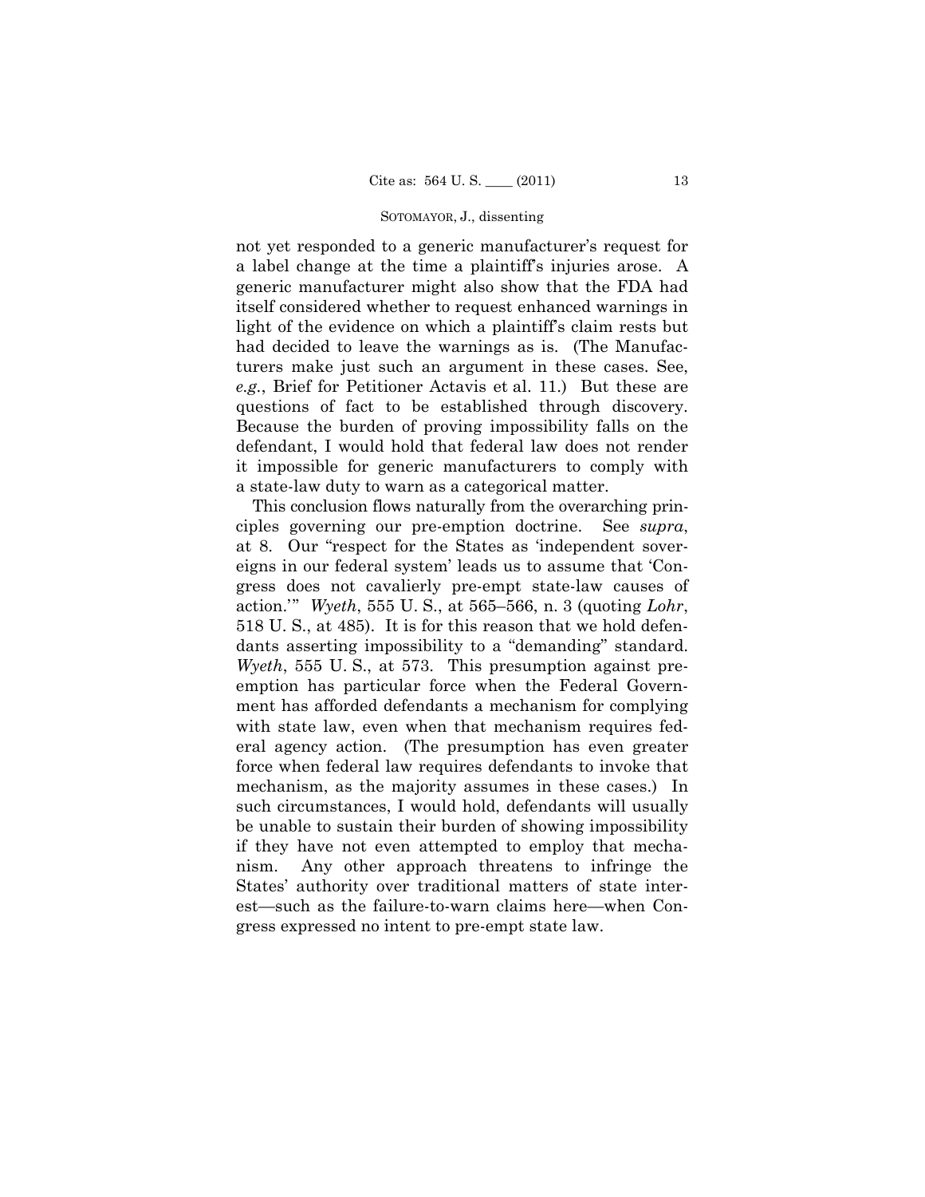not yet responded to a generic manufacturer's request for a label change at the time a plaintiff's injuries arose. A generic manufacturer might also show that the FDA had itself considered whether to request enhanced warnings in light of the evidence on which a plaintiff's claim rests but had decided to leave the warnings as is. (The Manufacturers make just such an argument in these cases. See, *e.g.*, Brief for Petitioner Actavis et al. 11.) But these are questions of fact to be established through discovery. Because the burden of proving impossibility falls on the defendant, I would hold that federal law does not render it impossible for generic manufacturers to comply with a state-law duty to warn as a categorical matter.

This conclusion flows naturally from the overarching principles governing our pre-emption doctrine. See *supra*, at 8. Our "respect for the States as 'independent sovereigns in our federal system' leads us to assume that 'Congress does not cavalierly pre-empt state-law causes of action.'" *Wyeth*, 555 U. S., at 565–566, n. 3 (quoting *Lohr*, 518 U. S., at 485). It is for this reason that we hold defendants asserting impossibility to a "demanding" standard. *Wyeth*, 555 U. S., at 573. This presumption against pre-emption has particular force when the Federal Government has afforded defendants a mechanism for complying with state law, even when that mechanism requires federal agency action. (The presumption has even greater force when federal law requires defendants to invoke that mechanism, as the majority assumes in these cases.) In such circumstances, I would hold, defendants will usually be unable to sustain their burden of showing impossibility if they have not even attempted to employ that mechanism. Any other approach threatens to infringe the States' authority over traditional matters of state interest—such as the failure-to-warn claims here—when Congress expressed no intent to pre-empt state law.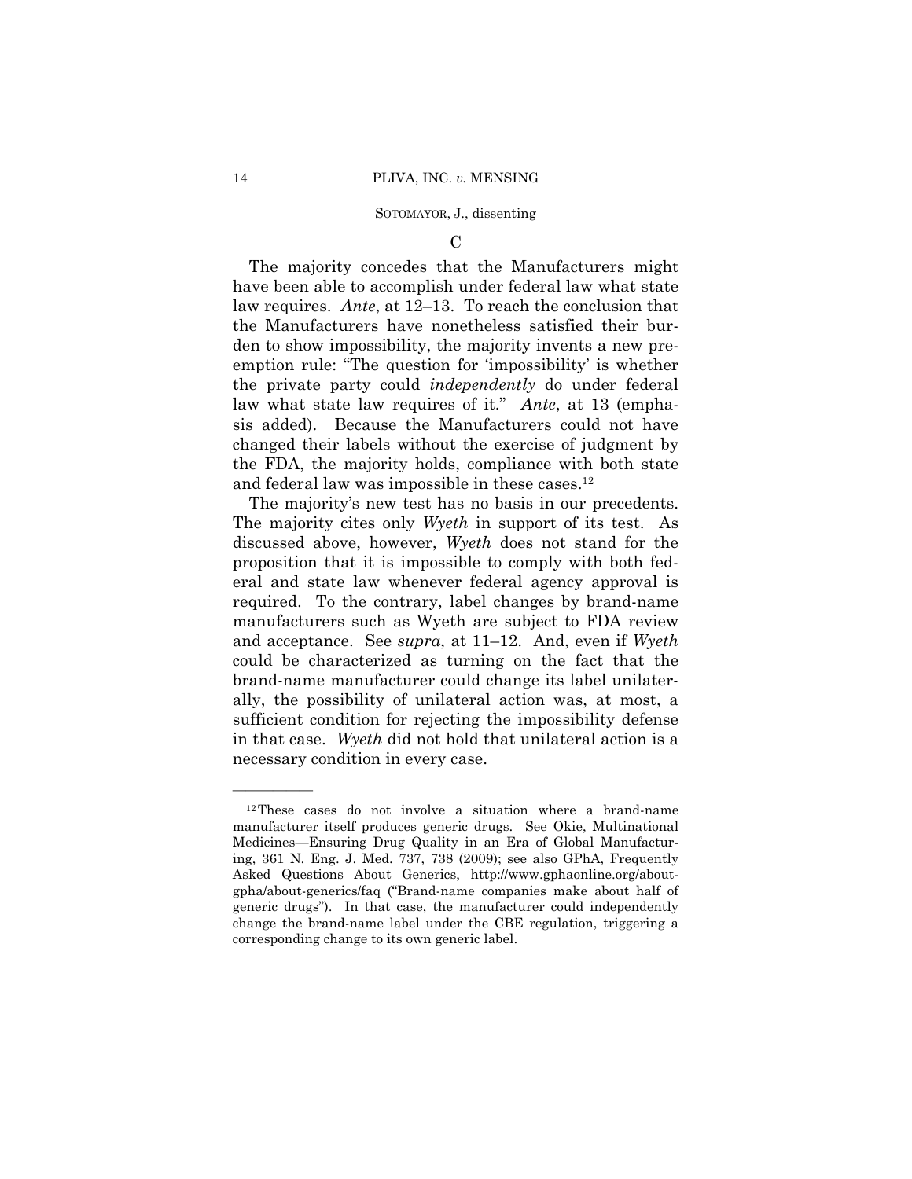### C

The majority concedes that the Manufacturers might have been able to accomplish under federal law what state law requires. *Ante*, at 12–13. To reach the conclusion that the Manufacturers have nonetheless satisfied their burden to show impossibility, the majority invents a new preemption rule: "The question for 'impossibility' is whether the private party could *independently* do under federal law what state law requires of it." *Ante*, at 13 (emphasis added). Because the Manufacturers could not have changed their labels without the exercise of judgment by the FDA, the majority holds, compliance with both state and federal law was impossible in these cases.[12]

The majority's new test has no basis in our precedents. The majority cites only *Wyeth* in support of its test. As discussed above, however, *Wyeth* does not stand for the proposition that it is impossible to comply with both federal and state law whenever federal agency approval is required. To the contrary, label changes by brand-name manufacturers such as Wyeth are subject to FDA review and acceptance. See *supra*, at 11–12. And, even if *Wyeth* could be characterized as turning on the fact that the brand-name manufacturer could change its label unilaterally, the possibility of unilateral action was, at most, a sufficient condition for rejecting the impossibility defense in that case. *Wyeth* did not hold that unilateral action is a necessary condition in every case.

---

[12] These cases do not involve a situation where a brand-name manufacturer itself produces generic drugs. See Okie, Multinational Medicines—Ensuring Drug Quality in an Era of Global Manufacturing, 361 N. Eng. J. Med. 737, 738 (2009); see also GPhA, Frequently Asked Questions About Generics, http://www.gphaonline.org/about-gpha/about-generics/faq ("Brand-name companies make about half of generic drugs"). In that case, the manufacturer could independently change the brand-name label under the CBE regulation, triggering a corresponding change to its own generic label.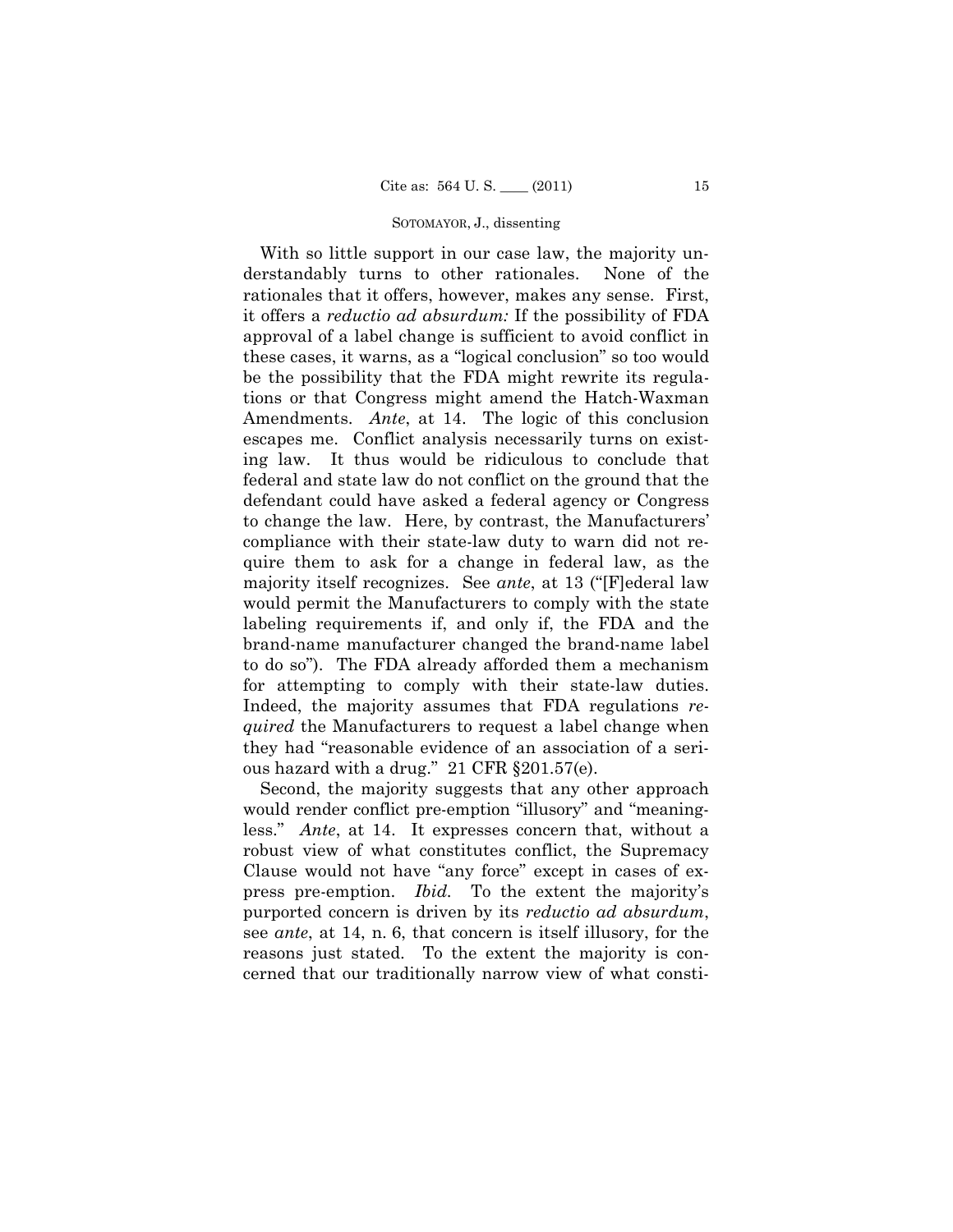With so little support in our case law, the majority understandably turns to other rationales. None of the rationales that it offers, however, makes any sense. First, it offers a *reductio ad absurdum:* If the possibility of FDA approval of a label change is sufficient to avoid conflict in these cases, it warns, as a "logical conclusion" so too would be the possibility that the FDA might rewrite its regulations or that Congress might amend the Hatch-Waxman Amendments. *Ante*, at 14. The logic of this conclusion escapes me. Conflict analysis necessarily turns on existing law. It thus would be ridiculous to conclude that federal and state law do not conflict on the ground that the defendant could have asked a federal agency or Congress to change the law. Here, by contrast, the Manufacturers' compliance with their state-law duty to warn did not require them to ask for a change in federal law, as the majority itself recognizes. See *ante*, at 13 ("[F]ederal law would permit the Manufacturers to comply with the state labeling requirements if, and only if, the FDA and the brand-name manufacturer changed the brand-name label to do so"). The FDA already afforded them a mechanism for attempting to comply with their state-law duties. Indeed, the majority assumes that FDA regulations *required* the Manufacturers to request a label change when they had "reasonable evidence of an association of a serious hazard with a drug." 21 CFR §201.57(e).

Second, the majority suggests that any other approach would render conflict pre-emption "illusory" and "meaningless." *Ante*, at 14. It expresses concern that, without a robust view of what constitutes conflict, the Supremacy Clause would not have "any force" except in cases of express pre-emption. *Ibid.* To the extent the majority's purported concern is driven by its *reductio ad absurdum*, see *ante*, at 14, n. 6, that concern is itself illusory, for the reasons just stated. To the extent the majority is concerned that our traditionally narrow view of what consti-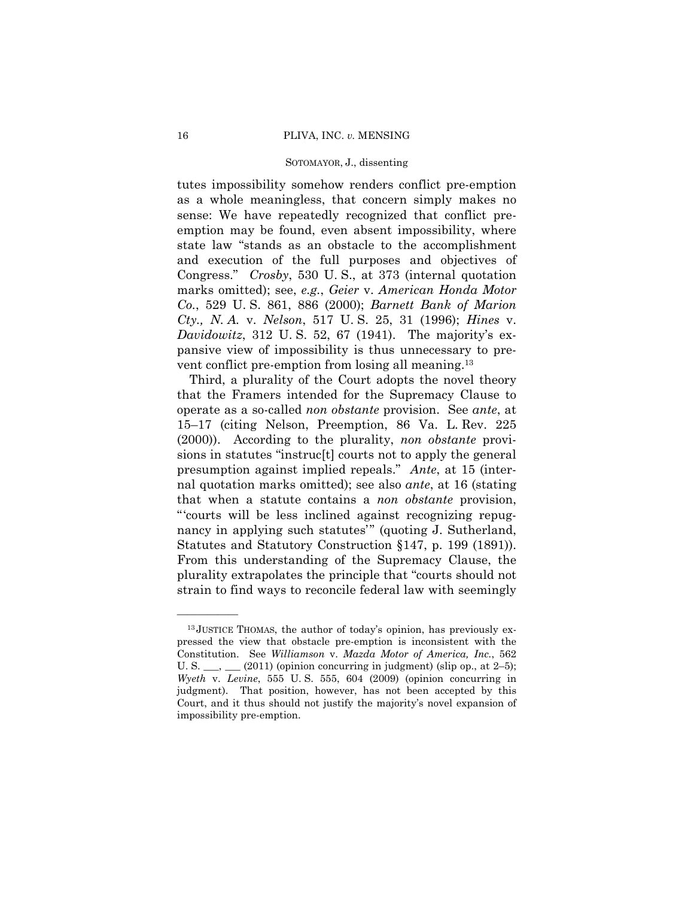tutes impossibility somehow renders conflict pre-emption as a whole meaningless, that concern simply makes no sense: We have repeatedly recognized that conflict pre-emption may be found, even absent impossibility, where state law "stands as an obstacle to the accomplishment and execution of the full purposes and objectives of Congress." *Crosby*, 530 U. S., at 373 (internal quotation marks omitted); see, *e.g.*, *Geier* v. *American Honda Motor Co.*, 529 U. S. 861, 886 (2000); *Barnett Bank of Marion Cty., N. A.* v. *Nelson*, 517 U. S. 25, 31 (1996); *Hines* v. *Davidowitz*, 312 U. S. 52, 67 (1941). The majority's expansive view of impossibility is thus unnecessary to prevent conflict pre-emption from losing all meaning.[13]

Third, a plurality of the Court adopts the novel theory that the Framers intended for the Supremacy Clause to operate as a so-called *non obstante* provision. See *ante*, at 15–17 (citing Nelson, Preemption, 86 Va. L. Rev. 225 (2000)). According to the plurality, *non obstante* provisions in statutes "instruc[t] courts not to apply the general presumption against implied repeals." *Ante*, at 15 (internal quotation marks omitted); see also *ante*, at 16 (stating that when a statute contains a *non obstante* provision, "'courts will be less inclined against recognizing repugnancy in applying such statutes'" (quoting J. Sutherland, Statutes and Statutory Construction §147, p. 199 (1891)). From this understanding of the Supremacy Clause, the plurality extrapolates the principle that "courts should not strain to find ways to reconcile federal law with seemingly

---

[13] JUSTICE THOMAS, the author of today's opinion, has previously expressed the view that obstacle pre-emption is inconsistent with the Constitution. See *Williamson* v. *Mazda Motor of America, Inc.*, 562 U. S. \_\_\_, \_\_\_ (2011) (opinion concurring in judgment) (slip op., at 2–5); *Wyeth* v. *Levine*, 555 U. S. 555, 604 (2009) (opinion concurring in judgment). That position, however, has not been accepted by this Court, and it thus should not justify the majority's novel expansion of impossibility pre-emption.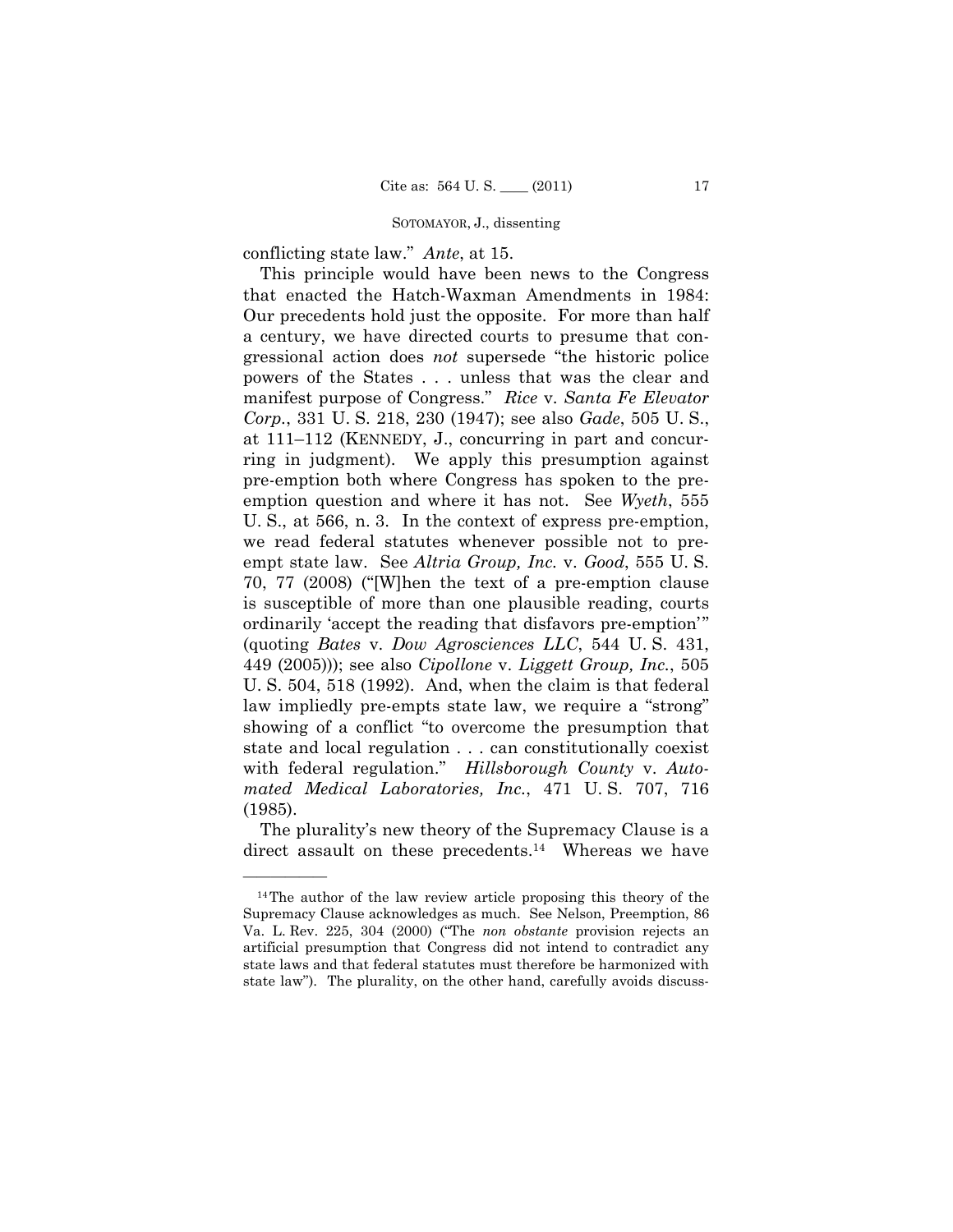conflicting state law." *Ante*, at 15.

This principle would have been news to the Congress that enacted the Hatch-Waxman Amendments in 1984: Our precedents hold just the opposite. For more than half a century, we have directed courts to presume that congressional action does *not* supersede "the historic police powers of the States . . . unless that was the clear and manifest purpose of Congress." *Rice* v. *Santa Fe Elevator Corp.*, 331 U. S. 218, 230 (1947); see also *Gade*, 505 U. S., at 111–112 (KENNEDY, J., concurring in part and concurring in judgment). We apply this presumption against pre-emption both where Congress has spoken to the pre-emption question and where it has not. See *Wyeth*, 555 U. S., at 566, n. 3. In the context of express pre-emption, we read federal statutes whenever possible not to pre-empt state law. See *Altria Group, Inc.* v. *Good*, 555 U. S. 70, 77 (2008) ("[W]hen the text of a pre-emption clause is susceptible of more than one plausible reading, courts ordinarily 'accept the reading that disfavors pre-emption'" (quoting *Bates* v. *Dow Agrosciences LLC*, 544 U. S. 431, 449 (2005))); see also *Cipollone* v. *Liggett Group, Inc.*, 505 U. S. 504, 518 (1992). And, when the claim is that federal law impliedly pre-empts state law, we require a "strong" showing of a conflict "to overcome the presumption that state and local regulation . . . can constitutionally coexist with federal regulation." *Hillsborough County* v. *Automated Medical Laboratories, Inc.*, 471 U. S. 707, 716 (1985).

The plurality's new theory of the Supremacy Clause is a direct assault on these precedents.[14] Whereas we have

---

[14] The author of the law review article proposing this theory of the Supremacy Clause acknowledges as much. See Nelson, Preemption, 86 Va. L. Rev. 225, 304 (2000) ("The *non obstante* provision rejects an artificial presumption that Congress did not intend to contradict any state laws and that federal statutes must therefore be harmonized with state law"). The plurality, on the other hand, carefully avoids discuss-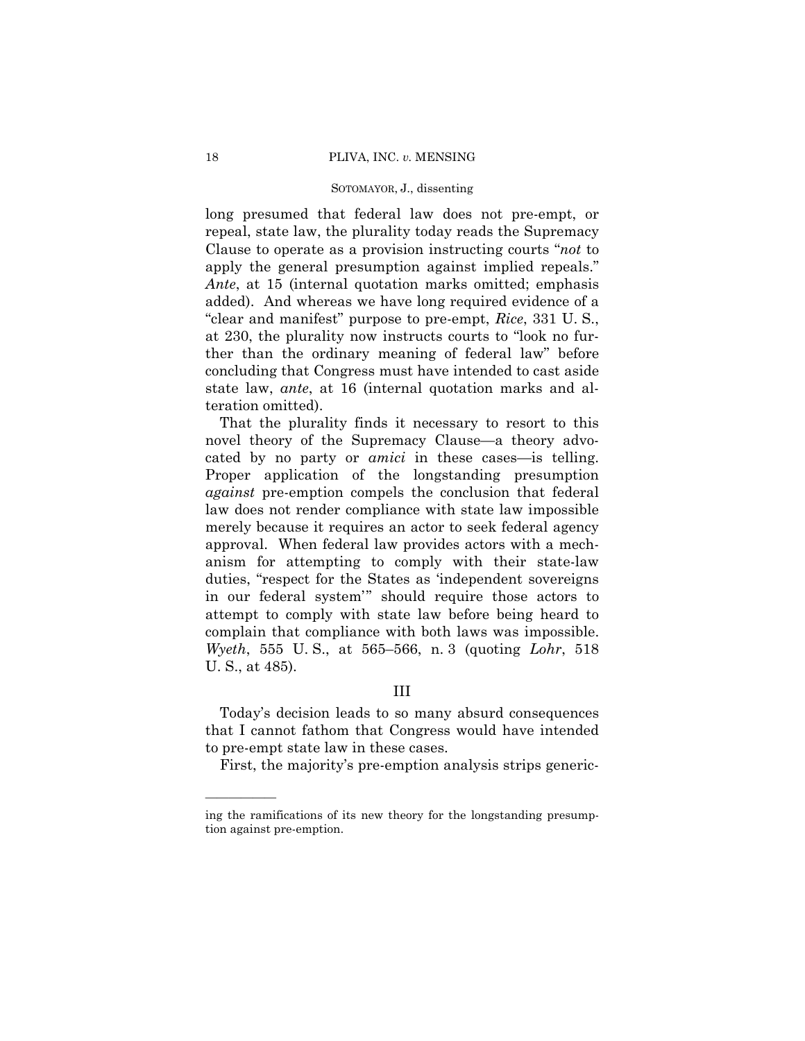long presumed that federal law does not pre-empt, or repeal, state law, the plurality today reads the Supremacy Clause to operate as a provision instructing courts "*not* to apply the general presumption against implied repeals." *Ante*, at 15 (internal quotation marks omitted; emphasis added). And whereas we have long required evidence of a "clear and manifest" purpose to pre-empt, *Rice*, 331 U. S., at 230, the plurality now instructs courts to "look no further than the ordinary meaning of federal law" before concluding that Congress must have intended to cast aside state law, *ante*, at 16 (internal quotation marks and alteration omitted).

That the plurality finds it necessary to resort to this novel theory of the Supremacy Clause—a theory advocated by no party or *amici* in these cases—is telling. Proper application of the longstanding presumption *against* pre-emption compels the conclusion that federal law does not render compliance with state law impossible merely because it requires an actor to seek federal agency approval. When federal law provides actors with a mechanism for attempting to comply with their state-law duties, "respect for the States as 'independent sovereigns in our federal system'" should require those actors to attempt to comply with state law before being heard to complain that compliance with both laws was impossible. *Wyeth*, 555 U. S., at 565–566, n. 3 (quoting *Lohr*, 518 U. S., at 485).

## III

Today's decision leads to so many absurd consequences that I cannot fathom that Congress would have intended to pre-empt state law in these cases.

First, the majority's pre-emption analysis strips generic-

---

ing the ramifications of its new theory for the longstanding presumption against pre-emption.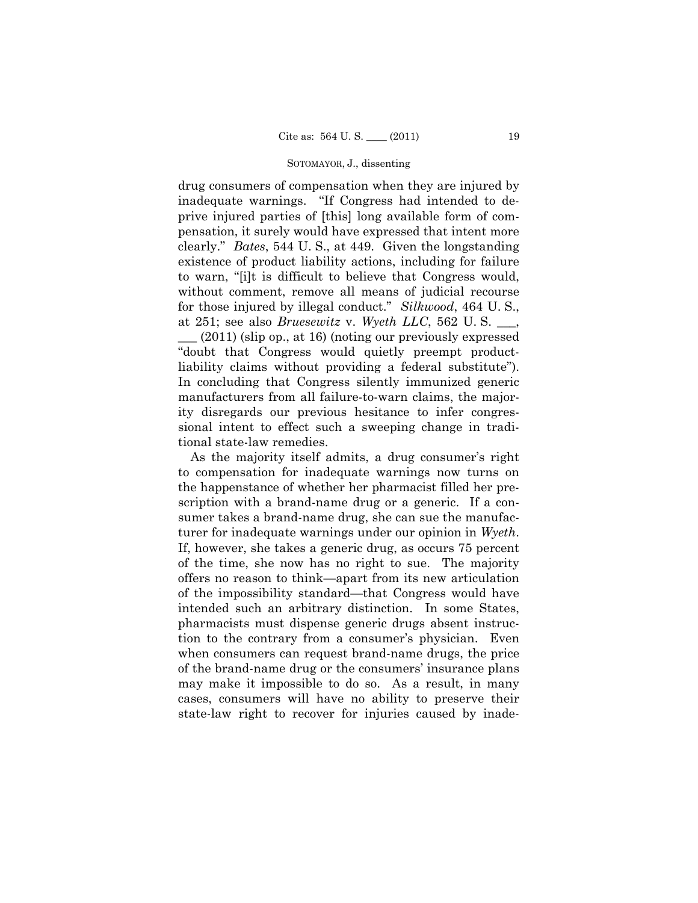drug consumers of compensation when they are injured by inadequate warnings. "If Congress had intended to deprive injured parties of [this] long available form of compensation, it surely would have expressed that intent more clearly." *Bates*, 544 U. S., at 449. Given the longstanding existence of product liability actions, including for failure to warn, "[i]t is difficult to believe that Congress would, without comment, remove all means of judicial recourse for those injured by illegal conduct." *Silkwood*, 464 U. S., at 251; see also *Bruesewitz* v. *Wyeth LLC*, 562 U. S. ___, ___ (2011) (slip op., at 16) (noting our previously expressed "doubt that Congress would quietly preempt product-liability claims without providing a federal substitute"). In concluding that Congress silently immunized generic manufacturers from all failure-to-warn claims, the majority disregards our previous hesitance to infer congressional intent to effect such a sweeping change in traditional state-law remedies.

As the majority itself admits, a drug consumer's right to compensation for inadequate warnings now turns on the happenstance of whether her pharmacist filled her prescription with a brand-name drug or a generic. If a consumer takes a brand-name drug, she can sue the manufacturer for inadequate warnings under our opinion in *Wyeth*. If, however, she takes a generic drug, as occurs 75 percent of the time, she now has no right to sue. The majority offers no reason to think—apart from its new articulation of the impossibility standard—that Congress would have intended such an arbitrary distinction. In some States, pharmacists must dispense generic drugs absent instruction to the contrary from a consumer's physician. Even when consumers can request brand-name drugs, the price of the brand-name drug or the consumers' insurance plans may make it impossible to do so. As a result, in many cases, consumers will have no ability to preserve their state-law right to recover for injuries caused by inade-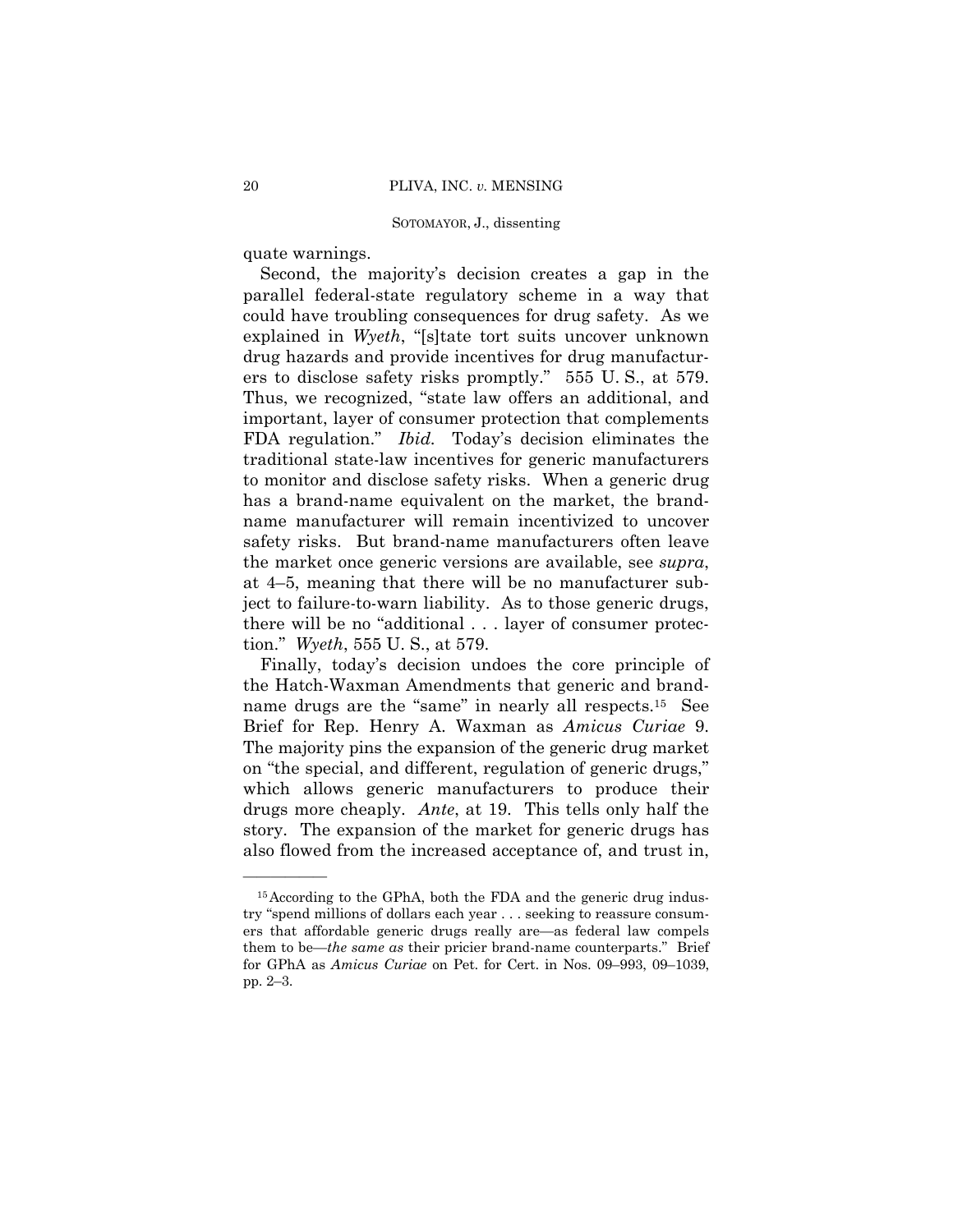quate warnings.

Second, the majority's decision creates a gap in the parallel federal-state regulatory scheme in a way that could have troubling consequences for drug safety. As we explained in *Wyeth*, "[s]tate tort suits uncover unknown drug hazards and provide incentives for drug manufacturers to disclose safety risks promptly." 555 U. S., at 579. Thus, we recognized, "state law offers an additional, and important, layer of consumer protection that complements FDA regulation." *Ibid.* Today's decision eliminates the traditional state-law incentives for generic manufacturers to monitor and disclose safety risks. When a generic drug has a brand-name equivalent on the market, the brand-name manufacturer will remain incentivized to uncover safety risks. But brand-name manufacturers often leave the market once generic versions are available, see *supra*, at 4–5, meaning that there will be no manufacturer subject to failure-to-warn liability. As to those generic drugs, there will be no "additional . . . layer of consumer protection." *Wyeth*, 555 U. S., at 579.

Finally, today's decision undoes the core principle of the Hatch-Waxman Amendments that generic and brand-name drugs are the "same" in nearly all respects.[15] See Brief for Rep. Henry A. Waxman as *Amicus Curiae* 9. The majority pins the expansion of the generic drug market on "the special, and different, regulation of generic drugs," which allows generic manufacturers to produce their drugs more cheaply. *Ante*, at 19. This tells only half the story. The expansion of the market for generic drugs has also flowed from the increased acceptance of, and trust in,

---

[15] According to the GPhA, both the FDA and the generic drug industry "spend millions of dollars each year . . . seeking to reassure consumers that affordable generic drugs really are—as federal law compels them to be—*the same as* their pricier brand-name counterparts." Brief for GPhA as *Amicus Curiae* on Pet. for Cert. in Nos. 09–993, 09–1039, pp. 2–3.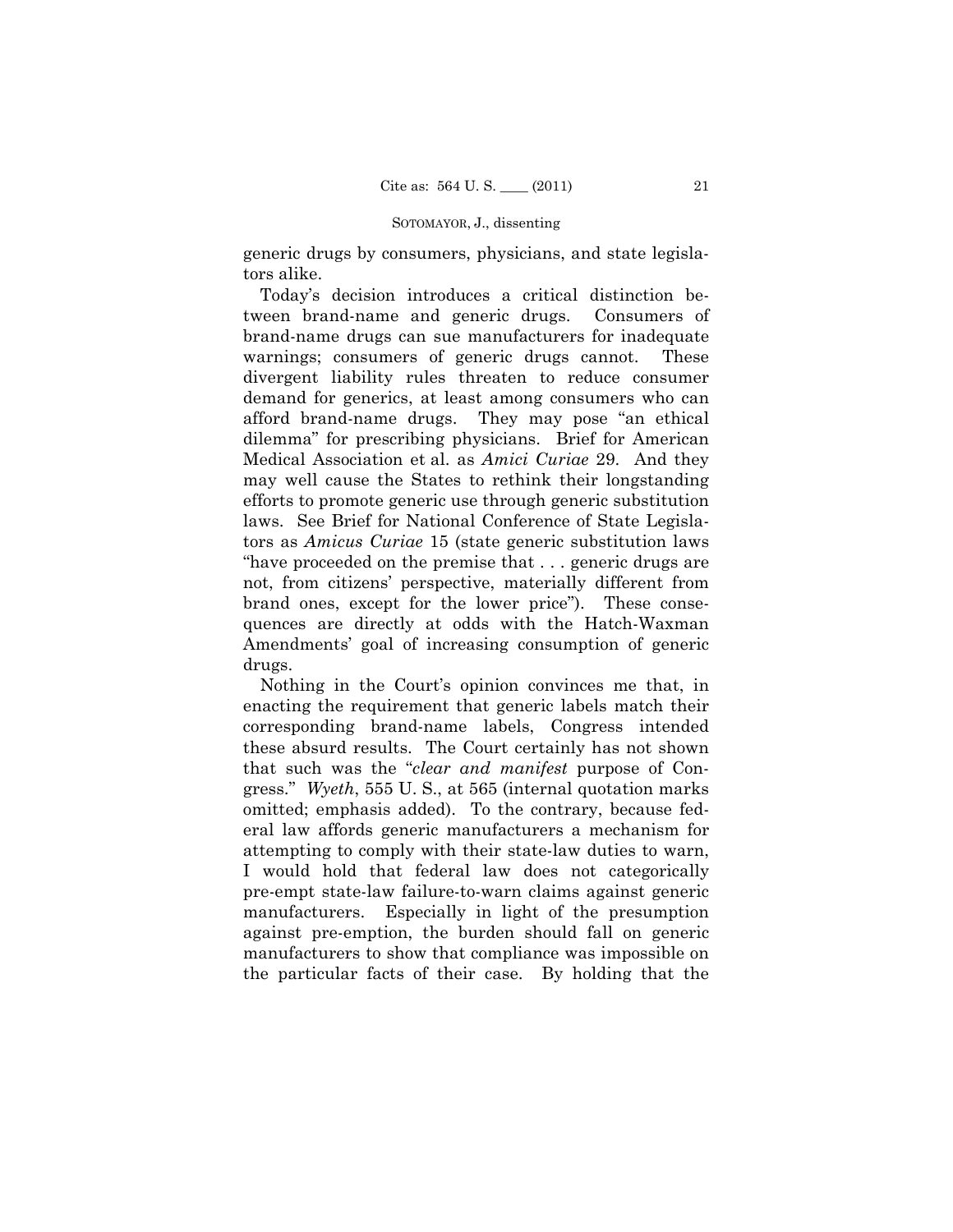generic drugs by consumers, physicians, and state legislators alike.

Today's decision introduces a critical distinction between brand-name and generic drugs. Consumers of brand-name drugs can sue manufacturers for inadequate warnings; consumers of generic drugs cannot. These divergent liability rules threaten to reduce consumer demand for generics, at least among consumers who can afford brand-name drugs. They may pose "an ethical dilemma" for prescribing physicians. Brief for American Medical Association et al. as *Amici Curiae* 29. And they may well cause the States to rethink their longstanding efforts to promote generic use through generic substitution laws. See Brief for National Conference of State Legislators as *Amicus Curiae* 15 (state generic substitution laws "have proceeded on the premise that . . . generic drugs are not, from citizens' perspective, materially different from brand ones, except for the lower price"). These consequences are directly at odds with the Hatch-Waxman Amendments' goal of increasing consumption of generic drugs.

Nothing in the Court's opinion convinces me that, in enacting the requirement that generic labels match their corresponding brand-name labels, Congress intended these absurd results. The Court certainly has not shown that such was the "*clear and manifest* purpose of Congress." *Wyeth*, 555 U. S., at 565 (internal quotation marks omitted; emphasis added). To the contrary, because federal law affords generic manufacturers a mechanism for attempting to comply with their state-law duties to warn, I would hold that federal law does not categorically pre-empt state-law failure-to-warn claims against generic manufacturers. Especially in light of the presumption against pre-emption, the burden should fall on generic manufacturers to show that compliance was impossible on the particular facts of their case. By holding that the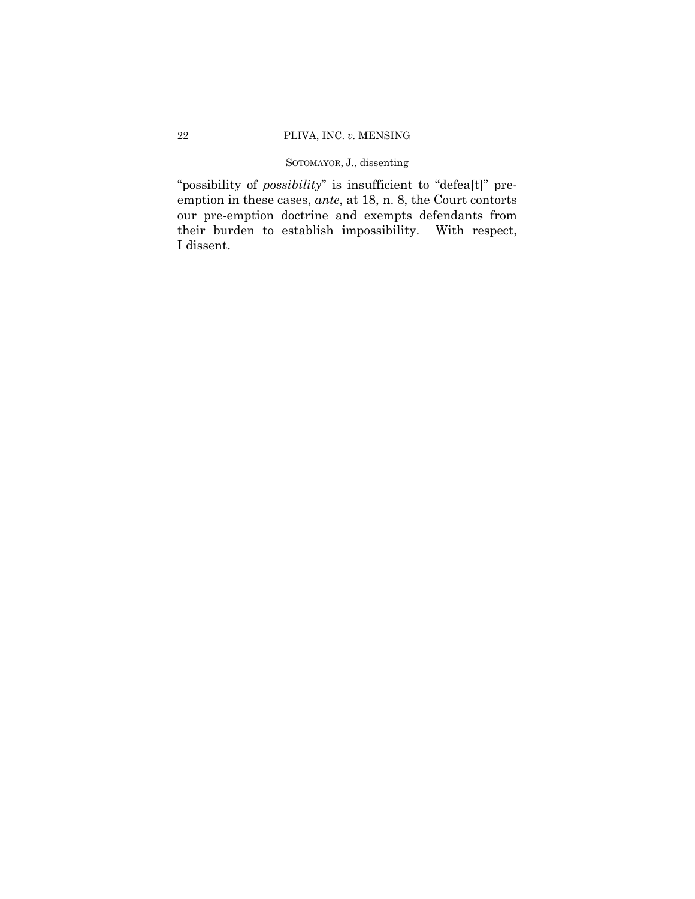"possibility of *possibility*" is insufficient to "defea[t]" pre-emption in these cases, *ante*, at 18, n. 8, the Court contorts our pre-emption doctrine and exempts defendants from their burden to establish impossibility. With respect, I dissent.